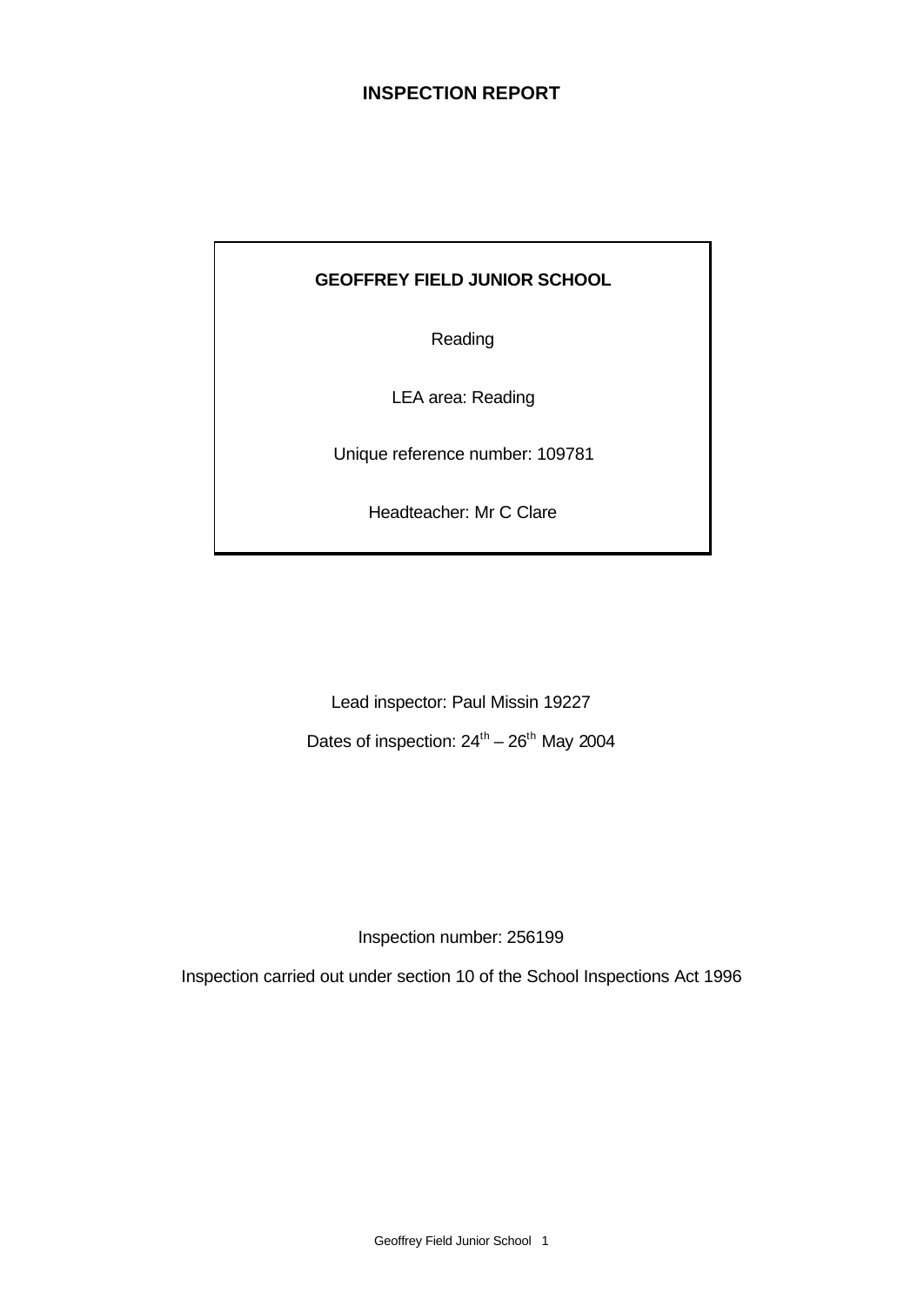# INSPECTION REPORT

**GEOFFREY FIELD JUNIOR SCHOOL**

Reading

LEA area: Reading

Unique reference number: 109781

Headteacher: Mr C Clare

Lead inspector: Paul Missin 19227

Dates of inspection: 24th – 26th May 2004

Inspection number: 256199

Inspection carried out under section 10 of the School Inspections Act 1996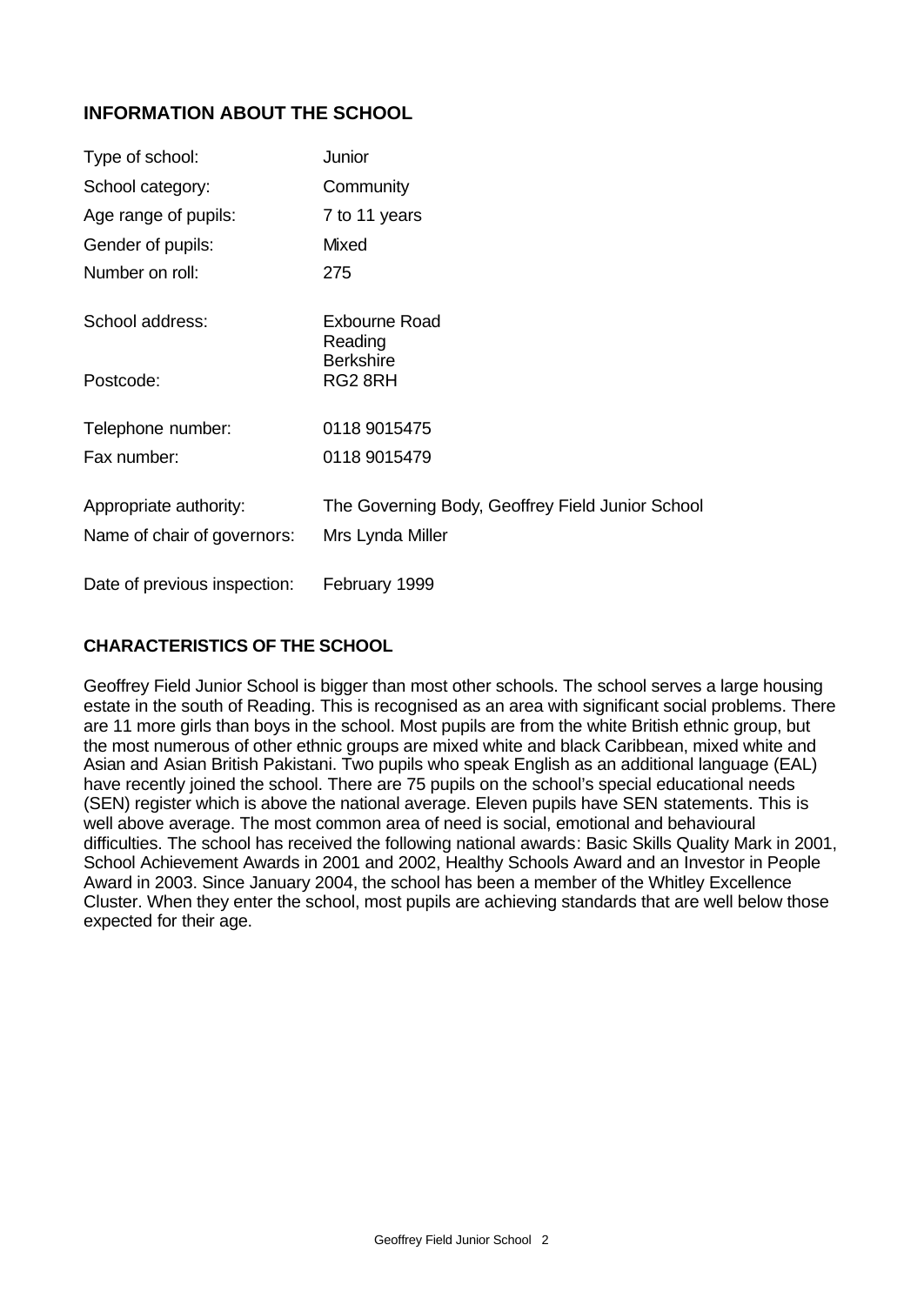## INFORMATION ABOUT THE SCHOOL

| | |
|---|---|
| Type of school: | Junior |
| School category: | Community |
| Age range of pupils: | 7 to 11 years |
| Gender of pupils: | Mixed |
| Number on roll: | 275 |
| School address: | Exbourne Road<br>Reading<br>Berkshire |
| Postcode: | RG2 8RH |
| Telephone number: | 0118 9015475 |
| Fax number: | 0118 9015479 |
| Appropriate authority: | The Governing Body, Geoffrey Field Junior School |
| Name of chair of governors: | Mrs Lynda Miller |
| Date of previous inspection: | February 1999 |

## CHARACTERISTICS OF THE SCHOOL

Geoffrey Field Junior School is bigger than most other schools. The school serves a large housing estate in the south of Reading. This is recognised as an area with significant social problems. There are 11 more girls than boys in the school. Most pupils are from the white British ethnic group, but the most numerous of other ethnic groups are mixed white and black Caribbean, mixed white and Asian and Asian British Pakistani. Two pupils who speak English as an additional language (EAL) have recently joined the school. There are 75 pupils on the school's special educational needs (SEN) register which is above the national average. Eleven pupils have SEN statements. This is well above average. The most common area of need is social, emotional and behavioural difficulties. The school has received the following national awards: Basic Skills Quality Mark in 2001, School Achievement Awards in 2001 and 2002, Healthy Schools Award and an Investor in People Award in 2003. Since January 2004, the school has been a member of the Whitley Excellence Cluster. When they enter the school, most pupils are achieving standards that are well below those expected for their age.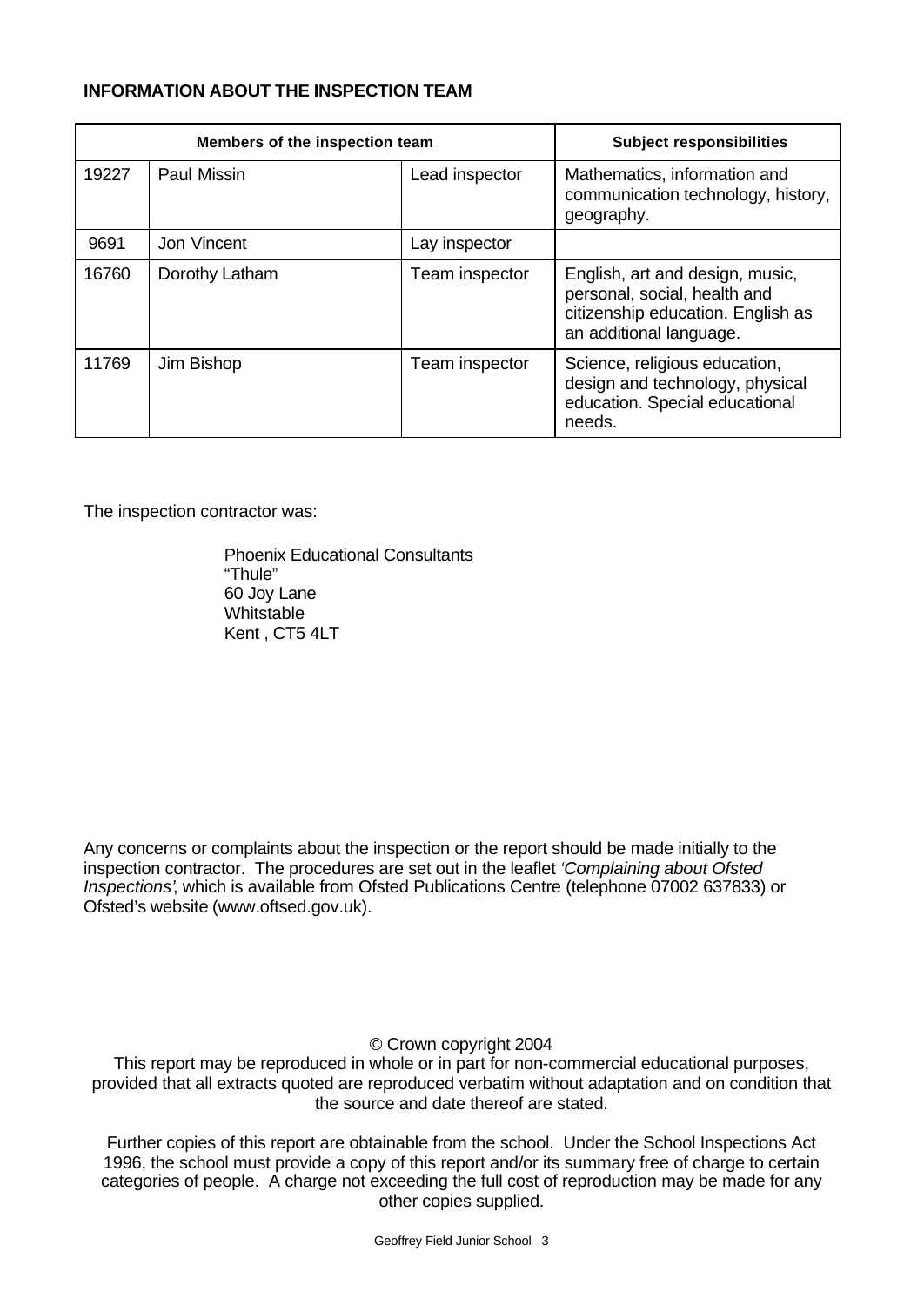**INFORMATION ABOUT THE INSPECTION TEAM**

| Members of the inspection team | | | Subject responsibilities |
|---|---|---|---|
| 19227 | Paul Missin | Lead inspector | Mathematics, information and communication technology, history, geography. |
| 9691 | Jon Vincent | Lay inspector | |
| 16760 | Dorothy Latham | Team inspector | English, art and design, music, personal, social, health and citizenship education. English as an additional language. |
| 11769 | Jim Bishop | Team inspector | Science, religious education, design and technology, physical education. Special educational needs. |

The inspection contractor was:

Phoenix Educational Consultants
"Thule"
60 Joy Lane
Whitstable
Kent , CT5 4LT

Any concerns or complaints about the inspection or the report should be made initially to the inspection contractor. The procedures are set out in the leaflet *'Complaining about Ofsted Inspections'*, which is available from Ofsted Publications Centre (telephone 07002 637833) or Ofsted's website (www.oftsed.gov.uk).

© Crown copyright 2004

This report may be reproduced in whole or in part for non-commercial educational purposes, provided that all extracts quoted are reproduced verbatim without adaptation and on condition that the source and date thereof are stated.

Further copies of this report are obtainable from the school. Under the School Inspections Act 1996, the school must provide a copy of this report and/or its summary free of charge to certain categories of people. A charge not exceeding the full cost of reproduction may be made for any other copies supplied.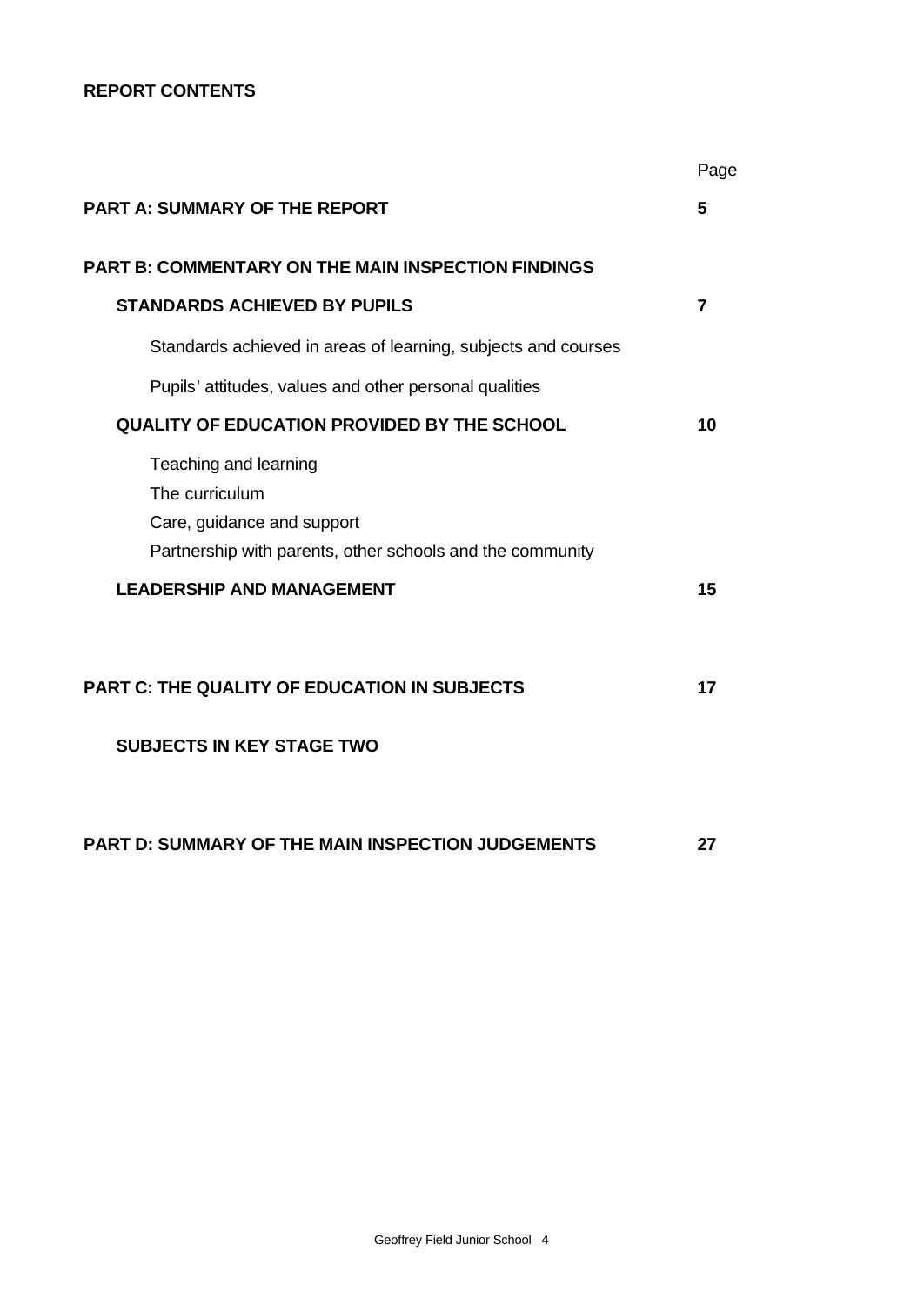**REPORT CONTENTS**

| | Page |
|---|---|
| **PART A: SUMMARY OF THE REPORT** | **5** |
| **PART B: COMMENTARY ON THE MAIN INSPECTION FINDINGS** | |
| **STANDARDS ACHIEVED BY PUPILS** | **7** |
| Standards achieved in areas of learning, subjects and courses | |
| Pupils' attitudes, values and other personal qualities | |
| **QUALITY OF EDUCATION PROVIDED BY THE SCHOOL** | **10** |
| Teaching and learning | |
| The curriculum | |
| Care, guidance and support | |
| Partnership with parents, other schools and the community | |
| **LEADERSHIP AND MANAGEMENT** | **15** |
| **PART C: THE QUALITY OF EDUCATION IN SUBJECTS** | **17** |
| **SUBJECTS IN KEY STAGE TWO** | |
| **PART D: SUMMARY OF THE MAIN INSPECTION JUDGEMENTS** | **27** |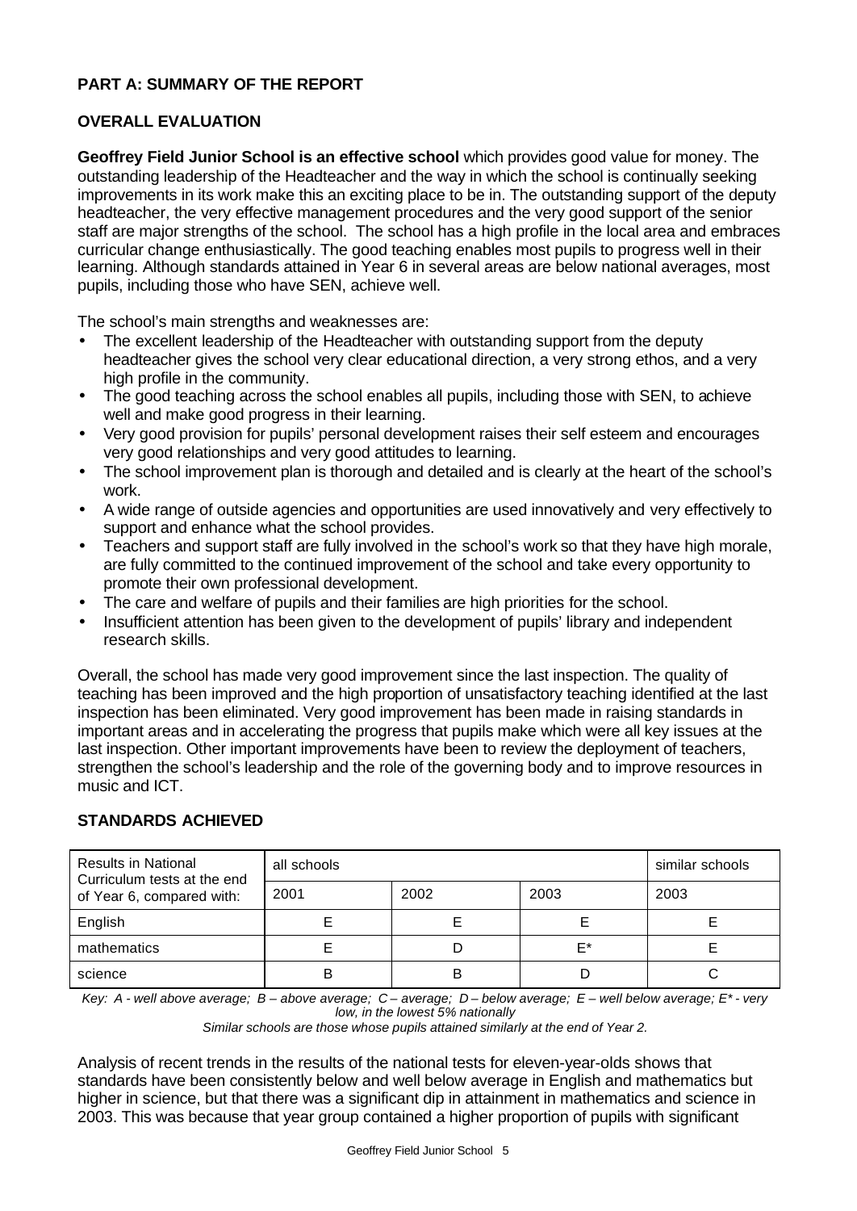## PART A: SUMMARY OF THE REPORT

### OVERALL EVALUATION

**Geoffrey Field Junior School is an effective school** which provides good value for money. The outstanding leadership of the Headteacher and the way in which the school is continually seeking improvements in its work make this an exciting place to be in. The outstanding support of the deputy headteacher, the very effective management procedures and the very good support of the senior staff are major strengths of the school. The school has a high profile in the local area and embraces curricular change enthusiastically. The good teaching enables most pupils to progress well in their learning. Although standards attained in Year 6 in several areas are below national averages, most pupils, including those who have SEN, achieve well.

The school's main strengths and weaknesses are:

- The excellent leadership of the Headteacher with outstanding support from the deputy headteacher gives the school very clear educational direction, a very strong ethos, and a very high profile in the community.
- The good teaching across the school enables all pupils, including those with SEN, to achieve well and make good progress in their learning.
- Very good provision for pupils' personal development raises their self esteem and encourages very good relationships and very good attitudes to learning.
- The school improvement plan is thorough and detailed and is clearly at the heart of the school's work.
- A wide range of outside agencies and opportunities are used innovatively and very effectively to support and enhance what the school provides.
- Teachers and support staff are fully involved in the school's work so that they have high morale, are fully committed to the continued improvement of the school and take every opportunity to promote their own professional development.
- The care and welfare of pupils and their families are high priorities for the school.
- Insufficient attention has been given to the development of pupils' library and independent research skills.

Overall, the school has made very good improvement since the last inspection. The quality of teaching has been improved and the high proportion of unsatisfactory teaching identified at the last inspection has been eliminated. Very good improvement has been made in raising standards in important areas and in accelerating the progress that pupils make which were all key issues at the last inspection. Other important improvements have been to review the deployment of teachers, strengthen the school's leadership and the role of the governing body and to improve resources in music and ICT.

### STANDARDS ACHIEVED

| Results in National Curriculum tests at the end of Year 6, compared with: | all schools | | | similar schools |
|---|---|---|---|---|
| | 2001 | 2002 | 2003 | 2003 |
| English | E | E | E | E |
| mathematics | E | D | E* | E |
| science | B | B | D | C |

*Key: A - well above average; B – above average; C – average; D – below average; E – well below average; E* - very low, in the lowest 5% nationally*
*Similar schools are those whose pupils attained similarly at the end of Year 2.*

Analysis of recent trends in the results of the national tests for eleven-year-olds shows that standards have been consistently below and well below average in English and mathematics but higher in science, but that there was a significant dip in attainment in mathematics and science in 2003. This was because that year group contained a higher proportion of pupils with significant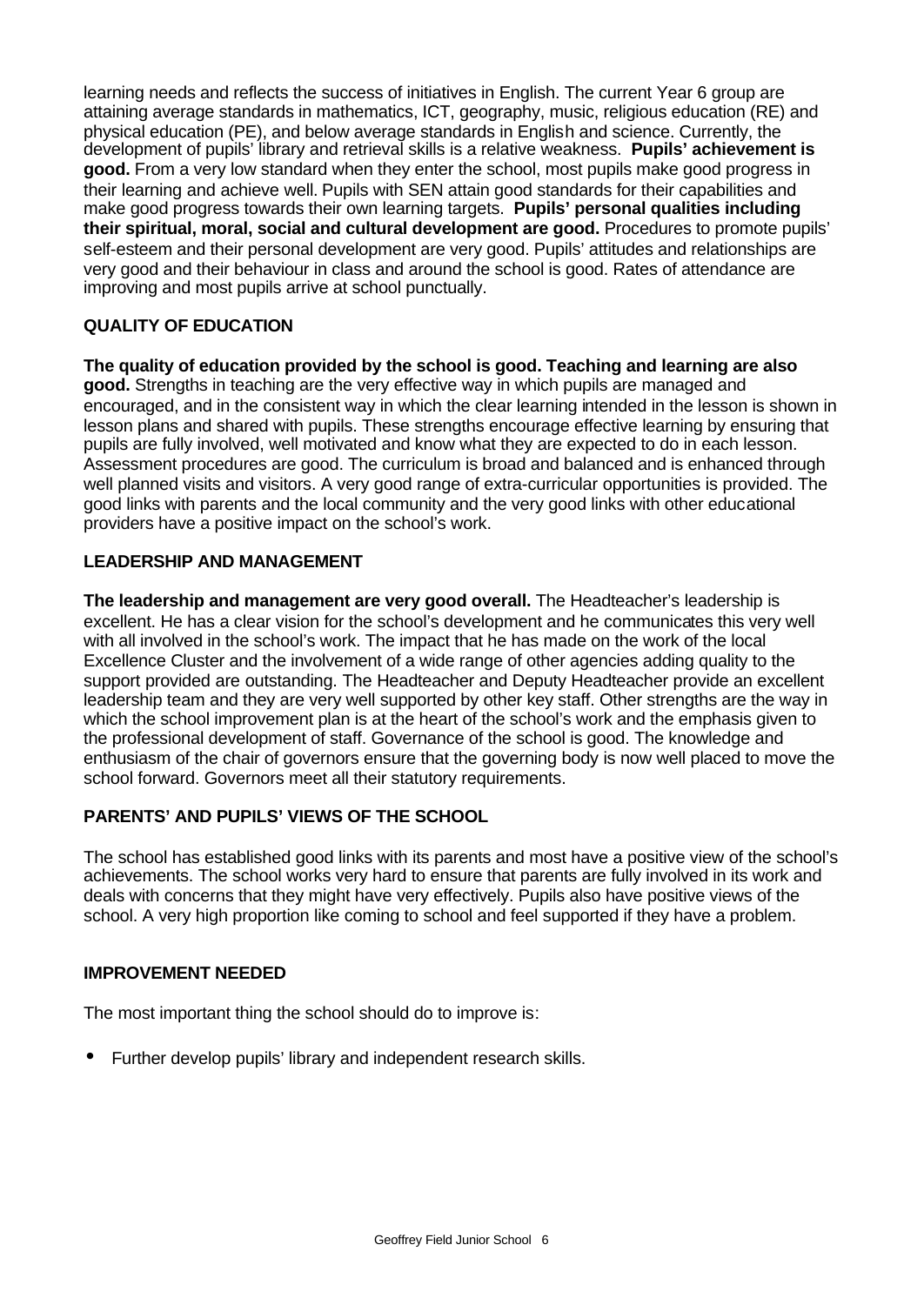learning needs and reflects the success of initiatives in English. The current Year 6 group are attaining average standards in mathematics, ICT, geography, music, religious education (RE) and physical education (PE), and below average standards in English and science. Currently, the development of pupils' library and retrieval skills is a relative weakness. **Pupils' achievement is good.** From a very low standard when they enter the school, most pupils make good progress in their learning and achieve well. Pupils with SEN attain good standards for their capabilities and make good progress towards their own learning targets. **Pupils' personal qualities including their spiritual, moral, social and cultural development are good.** Procedures to promote pupils' self-esteem and their personal development are very good. Pupils' attitudes and relationships are very good and their behaviour in class and around the school is good. Rates of attendance are improving and most pupils arrive at school punctually.

## QUALITY OF EDUCATION

**The quality of education provided by the school is good. Teaching and learning are also good.** Strengths in teaching are the very effective way in which pupils are managed and encouraged, and in the consistent way in which the clear learning intended in the lesson is shown in lesson plans and shared with pupils. These strengths encourage effective learning by ensuring that pupils are fully involved, well motivated and know what they are expected to do in each lesson. Assessment procedures are good. The curriculum is broad and balanced and is enhanced through well planned visits and visitors. A very good range of extra-curricular opportunities is provided. The good links with parents and the local community and the very good links with other educational providers have a positive impact on the school's work.

## LEADERSHIP AND MANAGEMENT

**The leadership and management are very good overall.** The Headteacher's leadership is excellent. He has a clear vision for the school's development and he communicates this very well with all involved in the school's work. The impact that he has made on the work of the local Excellence Cluster and the involvement of a wide range of other agencies adding quality to the support provided are outstanding. The Headteacher and Deputy Headteacher provide an excellent leadership team and they are very well supported by other key staff. Other strengths are the way in which the school improvement plan is at the heart of the school's work and the emphasis given to the professional development of staff. Governance of the school is good. The knowledge and enthusiasm of the chair of governors ensure that the governing body is now well placed to move the school forward. Governors meet all their statutory requirements.

## PARENTS' AND PUPILS' VIEWS OF THE SCHOOL

The school has established good links with its parents and most have a positive view of the school's achievements. The school works very hard to ensure that parents are fully involved in its work and deals with concerns that they might have very effectively. Pupils also have positive views of the school. A very high proportion like coming to school and feel supported if they have a problem.

## IMPROVEMENT NEEDED

The most important thing the school should do to improve is:

- Further develop pupils' library and independent research skills.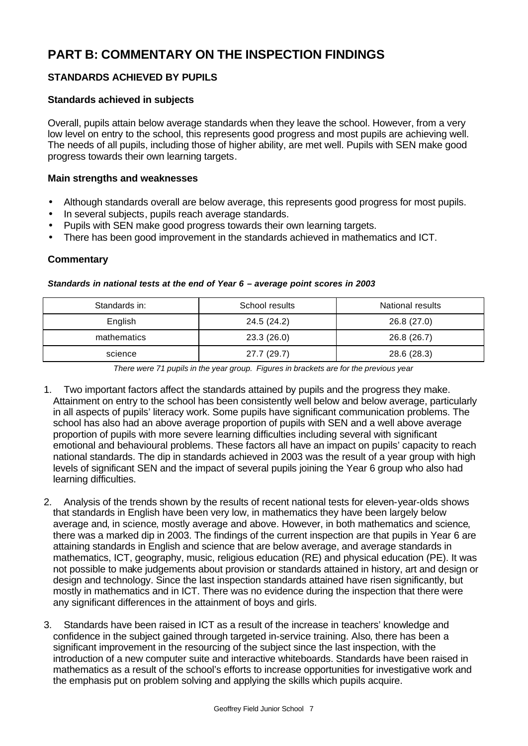# PART B: COMMENTARY ON THE INSPECTION FINDINGS

## STANDARDS ACHIEVED BY PUPILS

### Standards achieved in subjects

Overall, pupils attain below average standards when they leave the school. However, from a very low level on entry to the school, this represents good progress and most pupils are achieving well. The needs of all pupils, including those of higher ability, are met well. Pupils with SEN make good progress towards their own learning targets.

### Main strengths and weaknesses

- Although standards overall are below average, this represents good progress for most pupils.
- In several subjects, pupils reach average standards.
- Pupils with SEN make good progress towards their own learning targets.
- There has been good improvement in the standards achieved in mathematics and ICT.

### Commentary

***Standards in national tests at the end of Year 6 – average point scores in 2003***

| Standards in: | School results | National results |
|---|---|---|
| English | 24.5 (24.2) | 26.8 (27.0) |
| mathematics | 23.3 (26.0) | 26.8 (26.7) |
| science | 27.7 (29.7) | 28.6 (28.3) |

*There were 71 pupils in the year group. Figures in brackets are for the previous year*

1. Two important factors affect the standards attained by pupils and the progress they make. Attainment on entry to the school has been consistently well below and below average, particularly in all aspects of pupils' literacy work. Some pupils have significant communication problems. The school has also had an above average proportion of pupils with SEN and a well above average proportion of pupils with more severe learning difficulties including several with significant emotional and behavioural problems. These factors all have an impact on pupils' capacity to reach national standards. The dip in standards achieved in 2003 was the result of a year group with high levels of significant SEN and the impact of several pupils joining the Year 6 group who also had learning difficulties.

2. Analysis of the trends shown by the results of recent national tests for eleven-year-olds shows that standards in English have been very low, in mathematics they have been largely below average and, in science, mostly average and above. However, in both mathematics and science, there was a marked dip in 2003. The findings of the current inspection are that pupils in Year 6 are attaining standards in English and science that are below average, and average standards in mathematics, ICT, geography, music, religious education (RE) and physical education (PE). It was not possible to make judgements about provision or standards attained in history, art and design or design and technology. Since the last inspection standards attained have risen significantly, but mostly in mathematics and in ICT. There was no evidence during the inspection that there were any significant differences in the attainment of boys and girls.

3. Standards have been raised in ICT as a result of the increase in teachers' knowledge and confidence in the subject gained through targeted in-service training. Also, there has been a significant improvement in the resourcing of the subject since the last inspection, with the introduction of a new computer suite and interactive whiteboards. Standards have been raised in mathematics as a result of the school's efforts to increase opportunities for investigative work and the emphasis put on problem solving and applying the skills which pupils acquire.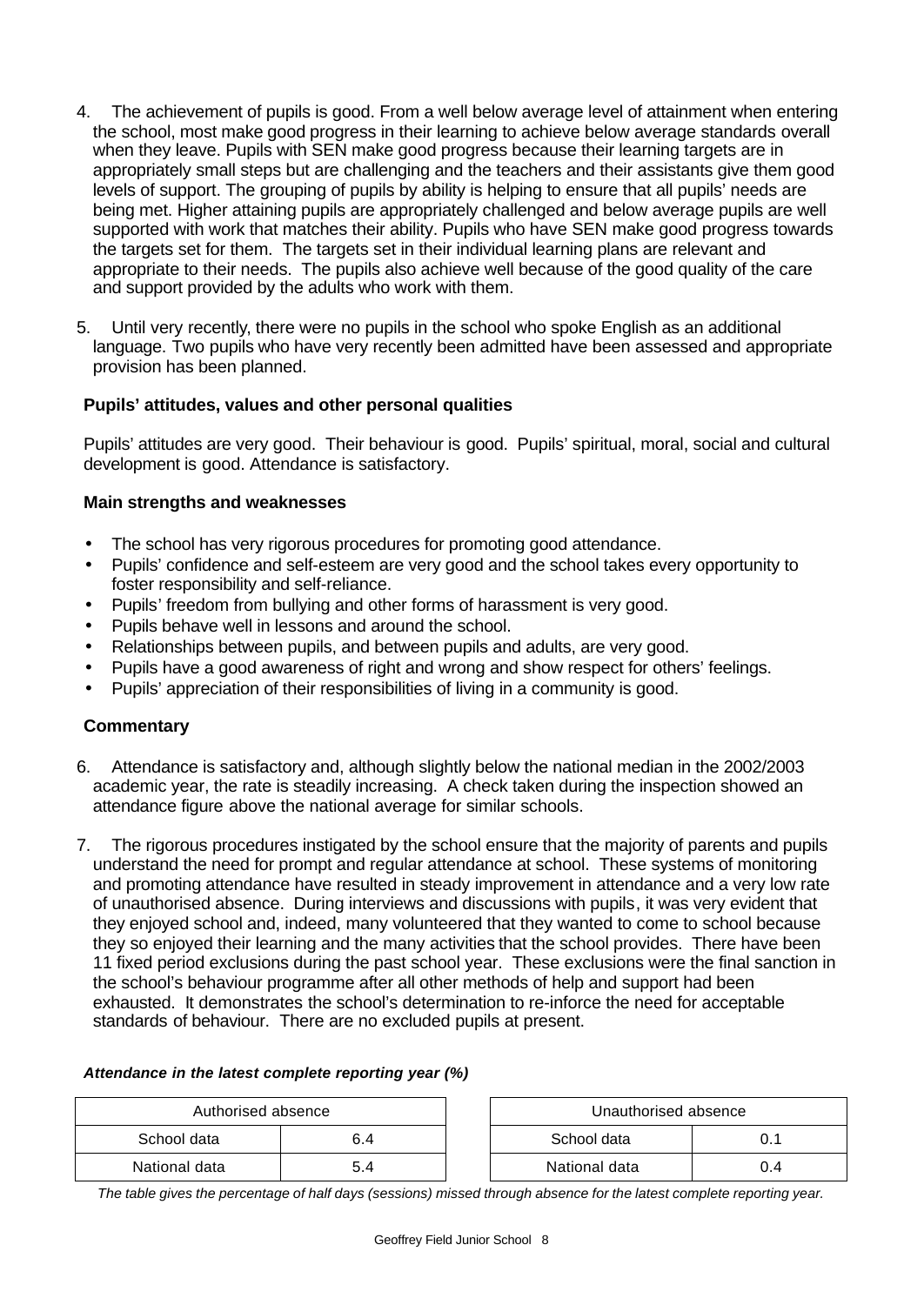4. The achievement of pupils is good. From a well below average level of attainment when entering the school, most make good progress in their learning to achieve below average standards overall when they leave. Pupils with SEN make good progress because their learning targets are in appropriately small steps but are challenging and the teachers and their assistants give them good levels of support. The grouping of pupils by ability is helping to ensure that all pupils' needs are being met. Higher attaining pupils are appropriately challenged and below average pupils are well supported with work that matches their ability. Pupils who have SEN make good progress towards the targets set for them. The targets set in their individual learning plans are relevant and appropriate to their needs. The pupils also achieve well because of the good quality of the care and support provided by the adults who work with them.

5. Until very recently, there were no pupils in the school who spoke English as an additional language. Two pupils who have very recently been admitted have been assessed and appropriate provision has been planned.

### Pupils' attitudes, values and other personal qualities

Pupils' attitudes are very good. Their behaviour is good. Pupils' spiritual, moral, social and cultural development is good. Attendance is satisfactory.

### Main strengths and weaknesses

- The school has very rigorous procedures for promoting good attendance.
- Pupils' confidence and self-esteem are very good and the school takes every opportunity to foster responsibility and self-reliance.
- Pupils' freedom from bullying and other forms of harassment is very good.
- Pupils behave well in lessons and around the school.
- Relationships between pupils, and between pupils and adults, are very good.
- Pupils have a good awareness of right and wrong and show respect for others' feelings.
- Pupils' appreciation of their responsibilities of living in a community is good.

### Commentary

6. Attendance is satisfactory and, although slightly below the national median in the 2002/2003 academic year, the rate is steadily increasing. A check taken during the inspection showed an attendance figure above the national average for similar schools.

7. The rigorous procedures instigated by the school ensure that the majority of parents and pupils understand the need for prompt and regular attendance at school. These systems of monitoring and promoting attendance have resulted in steady improvement in attendance and a very low rate of unauthorised absence. During interviews and discussions with pupils, it was very evident that they enjoyed school and, indeed, many volunteered that they wanted to come to school because they so enjoyed their learning and the many activities that the school provides. There have been 11 fixed period exclusions during the past school year. These exclusions were the final sanction in the school's behaviour programme after all other methods of help and support had been exhausted. It demonstrates the school's determination to re-inforce the need for acceptable standards of behaviour. There are no excluded pupils at present.

***Attendance in the latest complete reporting year (%)***

| Authorised absence | |
|---|---|
| School data | 6.4 |
| National data | 5.4 |

| Unauthorised absence | |
|---|---|
| School data | 0.1 |
| National data | 0.4 |

*The table gives the percentage of half days (sessions) missed through absence for the latest complete reporting year.*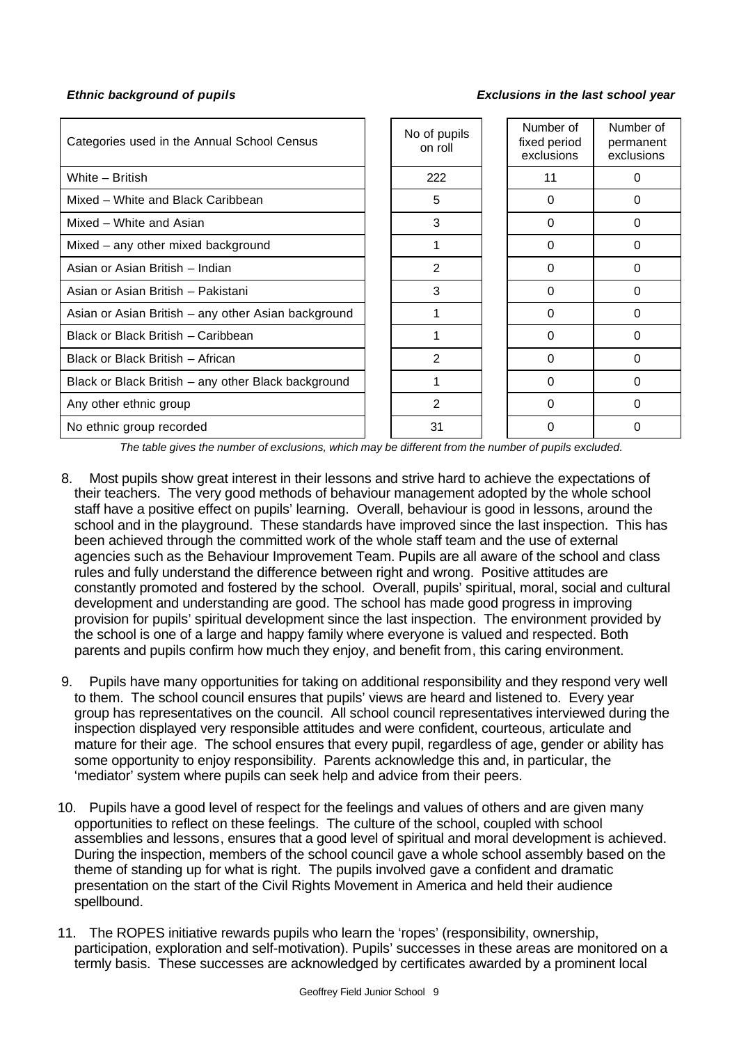*Ethnic background of pupils* *Exclusions in the last school year*

| Categories used in the Annual School Census | No of pupils on roll | Number of fixed period exclusions | Number of permanent exclusions |
|---|---|---|---|
| White – British | 222 | 11 | 0 |
| Mixed – White and Black Caribbean | 5 | 0 | 0 |
| Mixed – White and Asian | 3 | 0 | 0 |
| Mixed – any other mixed background | 1 | 0 | 0 |
| Asian or Asian British – Indian | 2 | 0 | 0 |
| Asian or Asian British – Pakistani | 3 | 0 | 0 |
| Asian or Asian British – any other Asian background | 1 | 0 | 0 |
| Black or Black British – Caribbean | 1 | 0 | 0 |
| Black or Black British – African | 2 | 0 | 0 |
| Black or Black British – any other Black background | 1 | 0 | 0 |
| Any other ethnic group | 2 | 0 | 0 |
| No ethnic group recorded | 31 | 0 | 0 |

*The table gives the number of exclusions, which may be different from the number of pupils excluded.*

8. Most pupils show great interest in their lessons and strive hard to achieve the expectations of their teachers. The very good methods of behaviour management adopted by the whole school staff have a positive effect on pupils' learning. Overall, behaviour is good in lessons, around the school and in the playground. These standards have improved since the last inspection. This has been achieved through the committed work of the whole staff team and the use of external agencies such as the Behaviour Improvement Team. Pupils are all aware of the school and class rules and fully understand the difference between right and wrong. Positive attitudes are constantly promoted and fostered by the school. Overall, pupils' spiritual, moral, social and cultural development and understanding are good. The school has made good progress in improving provision for pupils' spiritual development since the last inspection. The environment provided by the school is one of a large and happy family where everyone is valued and respected. Both parents and pupils confirm how much they enjoy, and benefit from, this caring environment.

9. Pupils have many opportunities for taking on additional responsibility and they respond very well to them. The school council ensures that pupils' views are heard and listened to. Every year group has representatives on the council. All school council representatives interviewed during the inspection displayed very responsible attitudes and were confident, courteous, articulate and mature for their age. The school ensures that every pupil, regardless of age, gender or ability has some opportunity to enjoy responsibility. Parents acknowledge this and, in particular, the 'mediator' system where pupils can seek help and advice from their peers.

10. Pupils have a good level of respect for the feelings and values of others and are given many opportunities to reflect on these feelings. The culture of the school, coupled with school assemblies and lessons, ensures that a good level of spiritual and moral development is achieved. During the inspection, members of the school council gave a whole school assembly based on the theme of standing up for what is right. The pupils involved gave a confident and dramatic presentation on the start of the Civil Rights Movement in America and held their audience spellbound.

11. The ROPES initiative rewards pupils who learn the 'ropes' (responsibility, ownership, participation, exploration and self-motivation). Pupils' successes in these areas are monitored on a termly basis. These successes are acknowledged by certificates awarded by a prominent local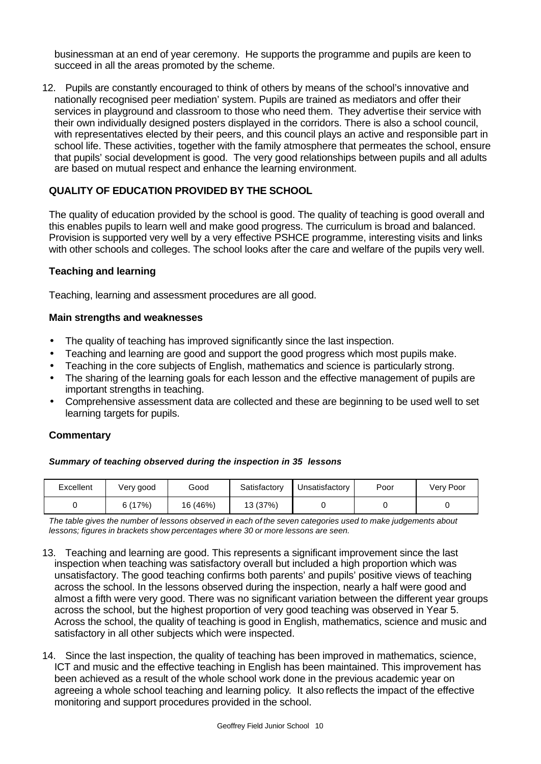businessman at an end of year ceremony. He supports the programme and pupils are keen to succeed in all the areas promoted by the scheme.

12. Pupils are constantly encouraged to think of others by means of the school's innovative and nationally recognised peer mediation' system. Pupils are trained as mediators and offer their services in playground and classroom to those who need them. They advertise their service with their own individually designed posters displayed in the corridors. There is also a school council, with representatives elected by their peers, and this council plays an active and responsible part in school life. These activities, together with the family atmosphere that permeates the school, ensure that pupils' social development is good. The very good relationships between pupils and all adults are based on mutual respect and enhance the learning environment.

## QUALITY OF EDUCATION PROVIDED BY THE SCHOOL

The quality of education provided by the school is good. The quality of teaching is good overall and this enables pupils to learn well and make good progress. The curriculum is broad and balanced. Provision is supported very well by a very effective PSHCE programme, interesting visits and links with other schools and colleges. The school looks after the care and welfare of the pupils very well.

### Teaching and learning

Teaching, learning and assessment procedures are all good.

### Main strengths and weaknesses

- The quality of teaching has improved significantly since the last inspection.
- Teaching and learning are good and support the good progress which most pupils make.
- Teaching in the core subjects of English, mathematics and science is particularly strong.
- The sharing of the learning goals for each lesson and the effective management of pupils are important strengths in teaching.
- Comprehensive assessment data are collected and these are beginning to be used well to set learning targets for pupils.

### Commentary

***Summary of teaching observed during the inspection in 35 lessons***

| Excellent | Very good | Good | Satisfactory | Unsatisfactory | Poor | Very Poor |
|---|---|---|---|---|---|---|
| 0 | 6 (17%) | 16 (46%) | 13 (37%) | 0 | 0 | 0 |

*The table gives the number of lessons observed in each of the seven categories used to make judgements about lessons; figures in brackets show percentages where 30 or more lessons are seen.*

13. Teaching and learning are good. This represents a significant improvement since the last inspection when teaching was satisfactory overall but included a high proportion which was unsatisfactory. The good teaching confirms both parents' and pupils' positive views of teaching across the school. In the lessons observed during the inspection, nearly a half were good and almost a fifth were very good. There was no significant variation between the different year groups across the school, but the highest proportion of very good teaching was observed in Year 5. Across the school, the quality of teaching is good in English, mathematics, science and music and satisfactory in all other subjects which were inspected.

14. Since the last inspection, the quality of teaching has been improved in mathematics, science, ICT and music and the effective teaching in English has been maintained. This improvement has been achieved as a result of the whole school work done in the previous academic year on agreeing a whole school teaching and learning policy. It also reflects the impact of the effective monitoring and support procedures provided in the school.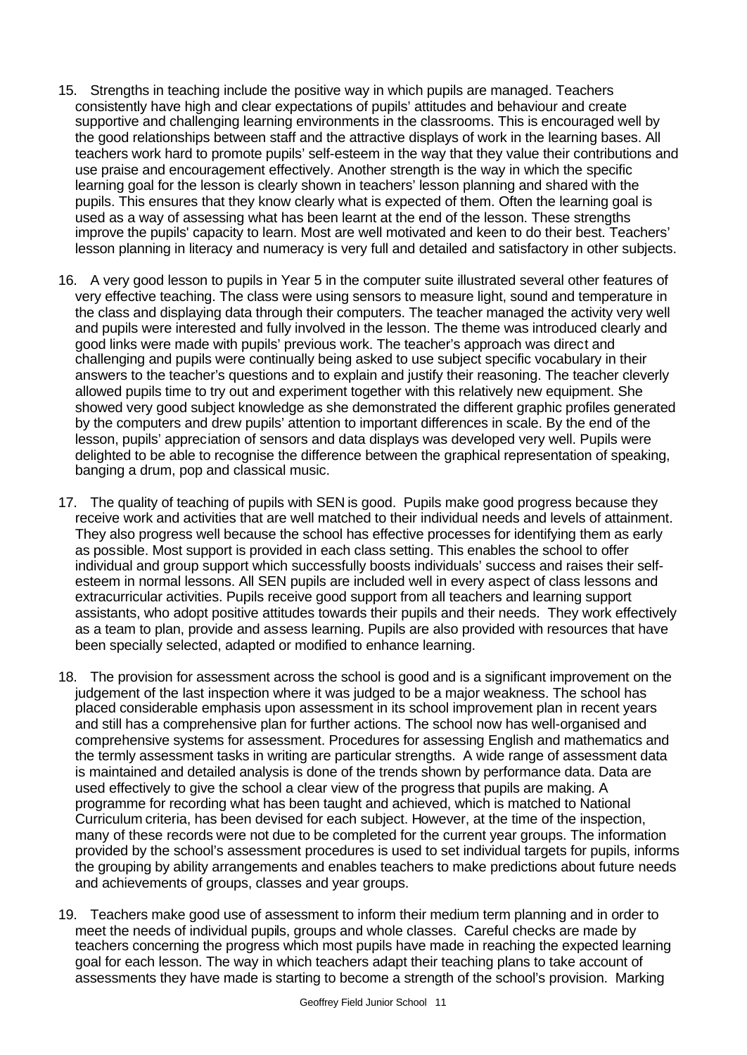15. Strengths in teaching include the positive way in which pupils are managed. Teachers consistently have high and clear expectations of pupils' attitudes and behaviour and create supportive and challenging learning environments in the classrooms. This is encouraged well by the good relationships between staff and the attractive displays of work in the learning bases. All teachers work hard to promote pupils' self-esteem in the way that they value their contributions and use praise and encouragement effectively. Another strength is the way in which the specific learning goal for the lesson is clearly shown in teachers' lesson planning and shared with the pupils. This ensures that they know clearly what is expected of them. Often the learning goal is used as a way of assessing what has been learnt at the end of the lesson. These strengths improve the pupils' capacity to learn. Most are well motivated and keen to do their best. Teachers' lesson planning in literacy and numeracy is very full and detailed and satisfactory in other subjects.

16. A very good lesson to pupils in Year 5 in the computer suite illustrated several other features of very effective teaching. The class were using sensors to measure light, sound and temperature in the class and displaying data through their computers. The teacher managed the activity very well and pupils were interested and fully involved in the lesson. The theme was introduced clearly and good links were made with pupils' previous work. The teacher's approach was direct and challenging and pupils were continually being asked to use subject specific vocabulary in their answers to the teacher's questions and to explain and justify their reasoning. The teacher cleverly allowed pupils time to try out and experiment together with this relatively new equipment. She showed very good subject knowledge as she demonstrated the different graphic profiles generated by the computers and drew pupils' attention to important differences in scale. By the end of the lesson, pupils' appreciation of sensors and data displays was developed very well. Pupils were delighted to be able to recognise the difference between the graphical representation of speaking, banging a drum, pop and classical music.

17. The quality of teaching of pupils with SEN is good. Pupils make good progress because they receive work and activities that are well matched to their individual needs and levels of attainment. They also progress well because the school has effective processes for identifying them as early as possible. Most support is provided in each class setting. This enables the school to offer individual and group support which successfully boosts individuals' success and raises their self-esteem in normal lessons. All SEN pupils are included well in every aspect of class lessons and extracurricular activities. Pupils receive good support from all teachers and learning support assistants, who adopt positive attitudes towards their pupils and their needs. They work effectively as a team to plan, provide and assess learning. Pupils are also provided with resources that have been specially selected, adapted or modified to enhance learning.

18. The provision for assessment across the school is good and is a significant improvement on the judgement of the last inspection where it was judged to be a major weakness. The school has placed considerable emphasis upon assessment in its school improvement plan in recent years and still has a comprehensive plan for further actions. The school now has well-organised and comprehensive systems for assessment. Procedures for assessing English and mathematics and the termly assessment tasks in writing are particular strengths. A wide range of assessment data is maintained and detailed analysis is done of the trends shown by performance data. Data are used effectively to give the school a clear view of the progress that pupils are making. A programme for recording what has been taught and achieved, which is matched to National Curriculum criteria, has been devised for each subject. However, at the time of the inspection, many of these records were not due to be completed for the current year groups. The information provided by the school's assessment procedures is used to set individual targets for pupils, informs the grouping by ability arrangements and enables teachers to make predictions about future needs and achievements of groups, classes and year groups.

19. Teachers make good use of assessment to inform their medium term planning and in order to meet the needs of individual pupils, groups and whole classes. Careful checks are made by teachers concerning the progress which most pupils have made in reaching the expected learning goal for each lesson. The way in which teachers adapt their teaching plans to take account of assessments they have made is starting to become a strength of the school's provision. Marking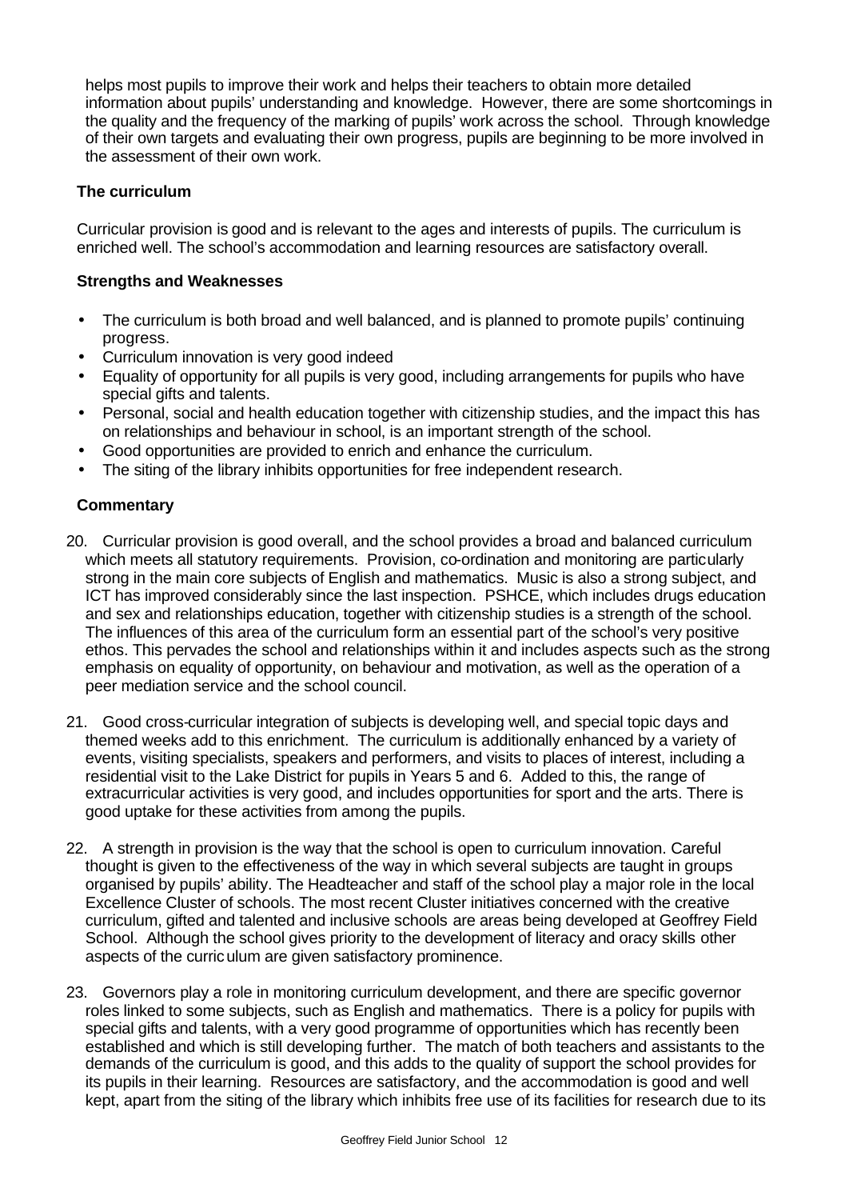helps most pupils to improve their work and helps their teachers to obtain more detailed information about pupils' understanding and knowledge. However, there are some shortcomings in the quality and the frequency of the marking of pupils' work across the school. Through knowledge of their own targets and evaluating their own progress, pupils are beginning to be more involved in the assessment of their own work.

### The curriculum

Curricular provision is good and is relevant to the ages and interests of pupils. The curriculum is enriched well. The school's accommodation and learning resources are satisfactory overall.

#### Strengths and Weaknesses

- The curriculum is both broad and well balanced, and is planned to promote pupils' continuing progress.
- Curriculum innovation is very good indeed
- Equality of opportunity for all pupils is very good, including arrangements for pupils who have special gifts and talents.
- Personal, social and health education together with citizenship studies, and the impact this has on relationships and behaviour in school, is an important strength of the school.
- Good opportunities are provided to enrich and enhance the curriculum.
- The siting of the library inhibits opportunities for free independent research.

#### Commentary

20. Curricular provision is good overall, and the school provides a broad and balanced curriculum which meets all statutory requirements. Provision, co-ordination and monitoring are particularly strong in the main core subjects of English and mathematics. Music is also a strong subject, and ICT has improved considerably since the last inspection. PSHCE, which includes drugs education and sex and relationships education, together with citizenship studies is a strength of the school. The influences of this area of the curriculum form an essential part of the school's very positive ethos. This pervades the school and relationships within it and includes aspects such as the strong emphasis on equality of opportunity, on behaviour and motivation, as well as the operation of a peer mediation service and the school council.

21. Good cross-curricular integration of subjects is developing well, and special topic days and themed weeks add to this enrichment. The curriculum is additionally enhanced by a variety of events, visiting specialists, speakers and performers, and visits to places of interest, including a residential visit to the Lake District for pupils in Years 5 and 6. Added to this, the range of extracurricular activities is very good, and includes opportunities for sport and the arts. There is good uptake for these activities from among the pupils.

22. A strength in provision is the way that the school is open to curriculum innovation. Careful thought is given to the effectiveness of the way in which several subjects are taught in groups organised by pupils' ability. The Headteacher and staff of the school play a major role in the local Excellence Cluster of schools. The most recent Cluster initiatives concerned with the creative curriculum, gifted and talented and inclusive schools are areas being developed at Geoffrey Field School. Although the school gives priority to the development of literacy and oracy skills other aspects of the curriculum are given satisfactory prominence.

23. Governors play a role in monitoring curriculum development, and there are specific governor roles linked to some subjects, such as English and mathematics. There is a policy for pupils with special gifts and talents, with a very good programme of opportunities which has recently been established and which is still developing further. The match of both teachers and assistants to the demands of the curriculum is good, and this adds to the quality of support the school provides for its pupils in their learning. Resources are satisfactory, and the accommodation is good and well kept, apart from the siting of the library which inhibits free use of its facilities for research due to its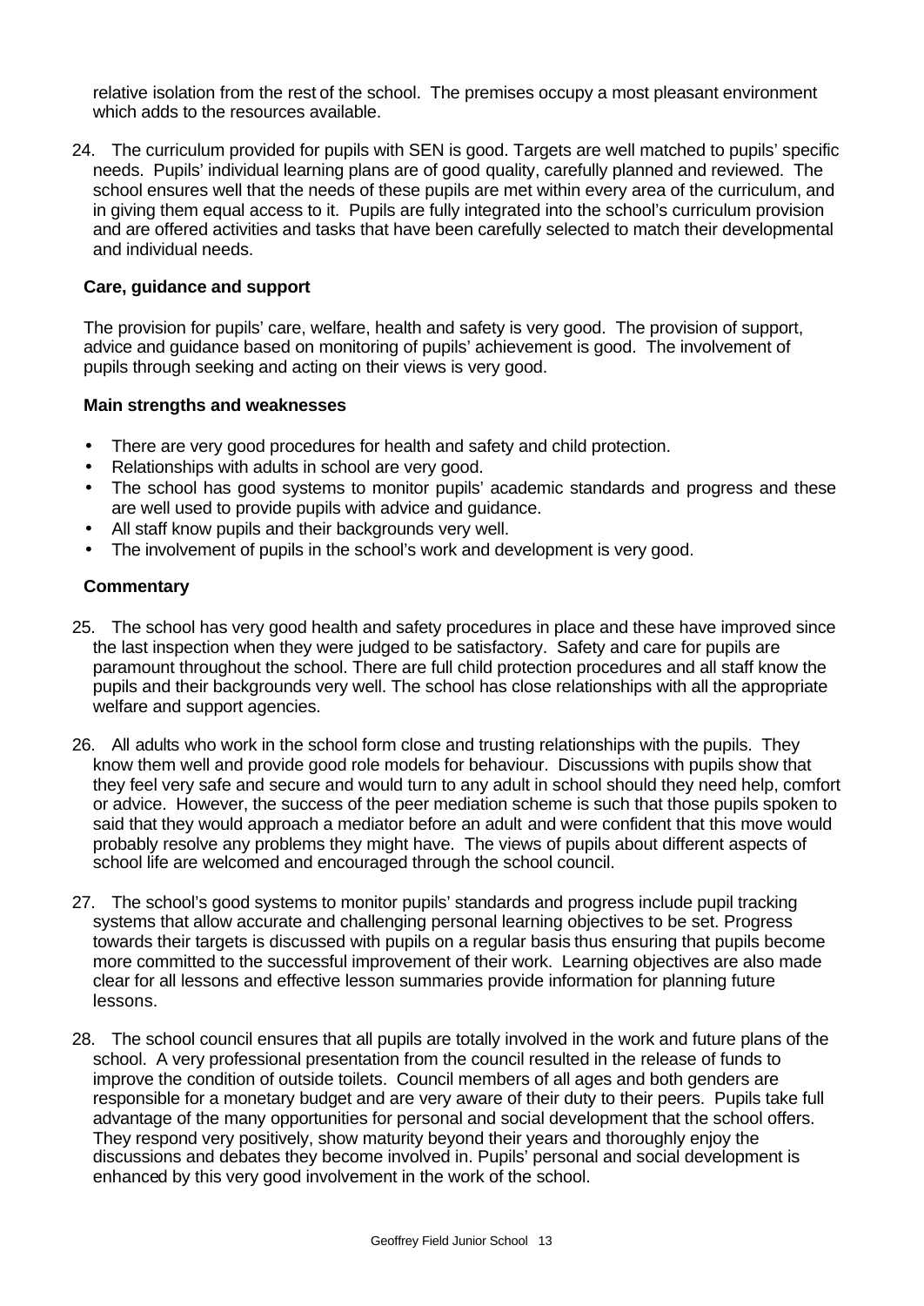relative isolation from the rest of the school. The premises occupy a most pleasant environment which adds to the resources available.

24. The curriculum provided for pupils with SEN is good. Targets are well matched to pupils' specific needs. Pupils' individual learning plans are of good quality, carefully planned and reviewed. The school ensures well that the needs of these pupils are met within every area of the curriculum, and in giving them equal access to it. Pupils are fully integrated into the school's curriculum provision and are offered activities and tasks that have been carefully selected to match their developmental and individual needs.

### Care, guidance and support

The provision for pupils' care, welfare, health and safety is very good. The provision of support, advice and guidance based on monitoring of pupils' achievement is good. The involvement of pupils through seeking and acting on their views is very good.

#### Main strengths and weaknesses

- There are very good procedures for health and safety and child protection.
- Relationships with adults in school are very good.
- The school has good systems to monitor pupils' academic standards and progress and these are well used to provide pupils with advice and guidance.
- All staff know pupils and their backgrounds very well.
- The involvement of pupils in the school's work and development is very good.

#### Commentary

25. The school has very good health and safety procedures in place and these have improved since the last inspection when they were judged to be satisfactory. Safety and care for pupils are paramount throughout the school. There are full child protection procedures and all staff know the pupils and their backgrounds very well. The school has close relationships with all the appropriate welfare and support agencies.

26. All adults who work in the school form close and trusting relationships with the pupils. They know them well and provide good role models for behaviour. Discussions with pupils show that they feel very safe and secure and would turn to any adult in school should they need help, comfort or advice. However, the success of the peer mediation scheme is such that those pupils spoken to said that they would approach a mediator before an adult and were confident that this move would probably resolve any problems they might have. The views of pupils about different aspects of school life are welcomed and encouraged through the school council.

27. The school's good systems to monitor pupils' standards and progress include pupil tracking systems that allow accurate and challenging personal learning objectives to be set. Progress towards their targets is discussed with pupils on a regular basis thus ensuring that pupils become more committed to the successful improvement of their work. Learning objectives are also made clear for all lessons and effective lesson summaries provide information for planning future lessons.

28. The school council ensures that all pupils are totally involved in the work and future plans of the school. A very professional presentation from the council resulted in the release of funds to improve the condition of outside toilets. Council members of all ages and both genders are responsible for a monetary budget and are very aware of their duty to their peers. Pupils take full advantage of the many opportunities for personal and social development that the school offers. They respond very positively, show maturity beyond their years and thoroughly enjoy the discussions and debates they become involved in. Pupils' personal and social development is enhanced by this very good involvement in the work of the school.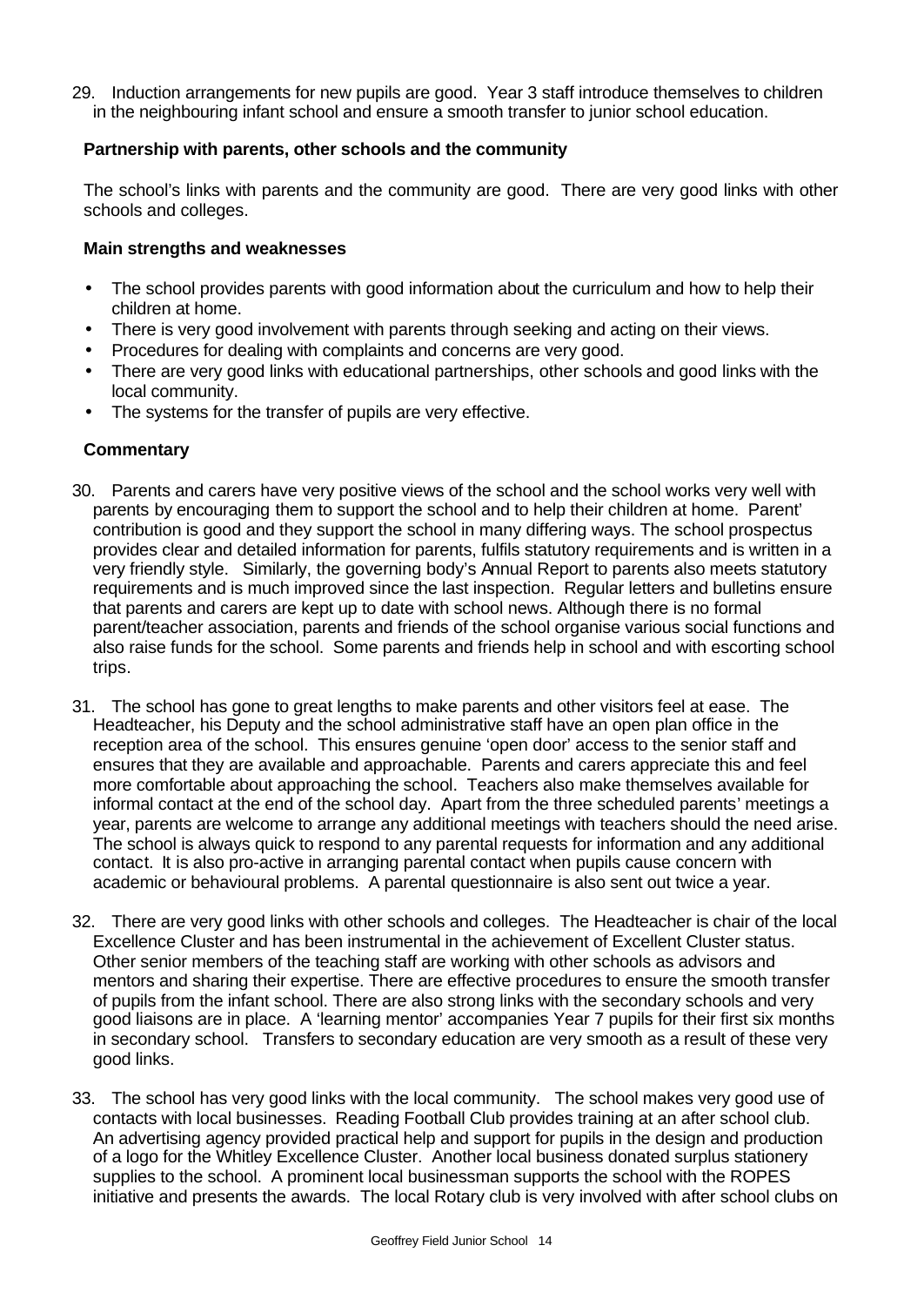29. Induction arrangements for new pupils are good. Year 3 staff introduce themselves to children in the neighbouring infant school and ensure a smooth transfer to junior school education.

**Partnership with parents, other schools and the community**

The school's links with parents and the community are good. There are very good links with other schools and colleges.

**Main strengths and weaknesses**

- The school provides parents with good information about the curriculum and how to help their children at home.
- There is very good involvement with parents through seeking and acting on their views.
- Procedures for dealing with complaints and concerns are very good.
- There are very good links with educational partnerships, other schools and good links with the local community.
- The systems for the transfer of pupils are very effective.

**Commentary**

30. Parents and carers have very positive views of the school and the school works very well with parents by encouraging them to support the school and to help their children at home. Parent' contribution is good and they support the school in many differing ways. The school prospectus provides clear and detailed information for parents, fulfils statutory requirements and is written in a very friendly style. Similarly, the governing body's Annual Report to parents also meets statutory requirements and is much improved since the last inspection. Regular letters and bulletins ensure that parents and carers are kept up to date with school news. Although there is no formal parent/teacher association, parents and friends of the school organise various social functions and also raise funds for the school. Some parents and friends help in school and with escorting school trips.

31. The school has gone to great lengths to make parents and other visitors feel at ease. The Headteacher, his Deputy and the school administrative staff have an open plan office in the reception area of the school. This ensures genuine 'open door' access to the senior staff and ensures that they are available and approachable. Parents and carers appreciate this and feel more comfortable about approaching the school. Teachers also make themselves available for informal contact at the end of the school day. Apart from the three scheduled parents' meetings a year, parents are welcome to arrange any additional meetings with teachers should the need arise. The school is always quick to respond to any parental requests for information and any additional contact. It is also pro-active in arranging parental contact when pupils cause concern with academic or behavioural problems. A parental questionnaire is also sent out twice a year.

32. There are very good links with other schools and colleges. The Headteacher is chair of the local Excellence Cluster and has been instrumental in the achievement of Excellent Cluster status. Other senior members of the teaching staff are working with other schools as advisors and mentors and sharing their expertise. There are effective procedures to ensure the smooth transfer of pupils from the infant school. There are also strong links with the secondary schools and very good liaisons are in place. A 'learning mentor' accompanies Year 7 pupils for their first six months in secondary school. Transfers to secondary education are very smooth as a result of these very good links.

33. The school has very good links with the local community. The school makes very good use of contacts with local businesses. Reading Football Club provides training at an after school club. An advertising agency provided practical help and support for pupils in the design and production of a logo for the Whitley Excellence Cluster. Another local business donated surplus stationery supplies to the school. A prominent local businessman supports the school with the ROPES initiative and presents the awards. The local Rotary club is very involved with after school clubs on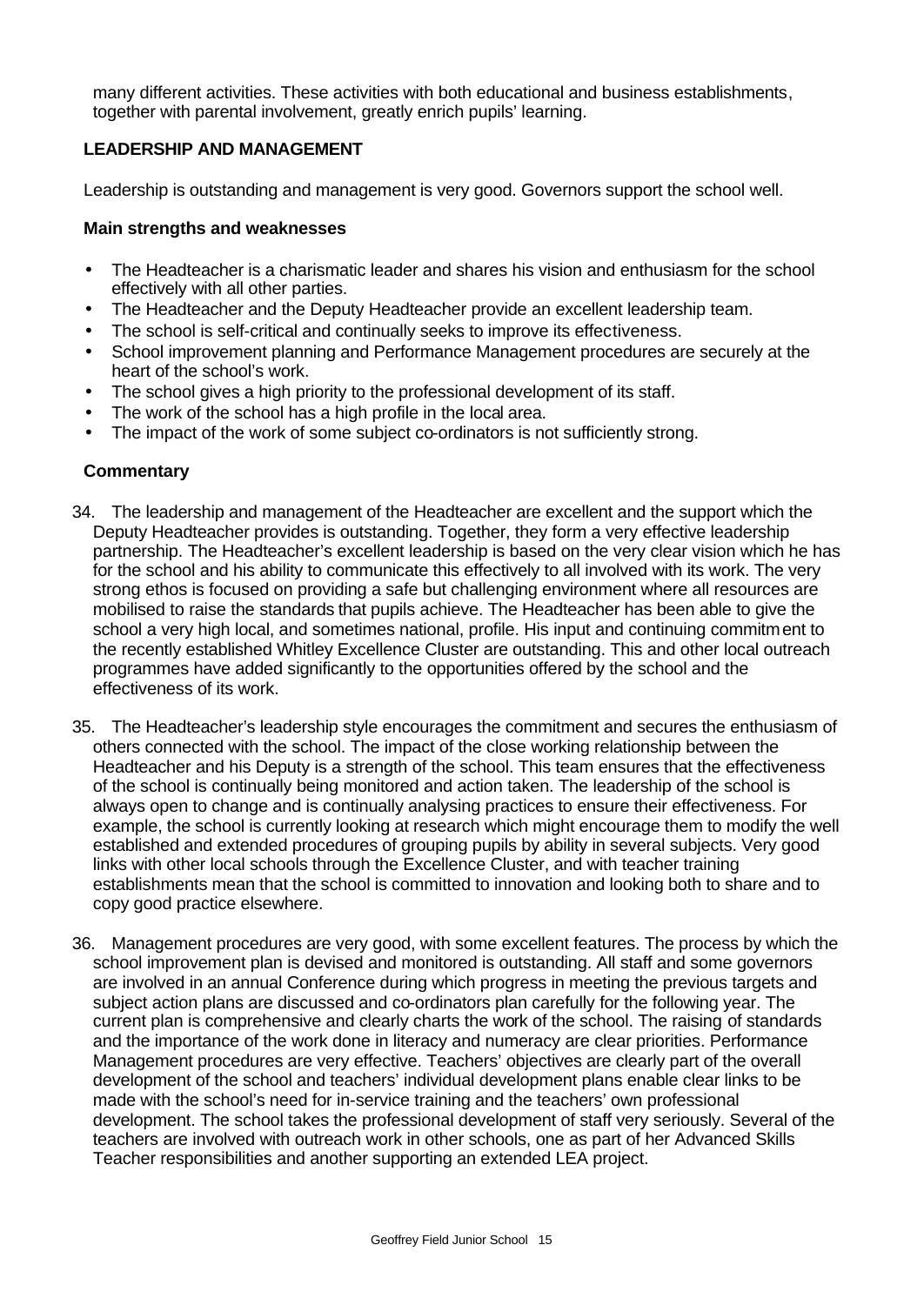many different activities. These activities with both educational and business establishments, together with parental involvement, greatly enrich pupils' learning.

## LEADERSHIP AND MANAGEMENT

Leadership is outstanding and management is very good. Governors support the school well.

### Main strengths and weaknesses

- The Headteacher is a charismatic leader and shares his vision and enthusiasm for the school effectively with all other parties.
- The Headteacher and the Deputy Headteacher provide an excellent leadership team.
- The school is self-critical and continually seeks to improve its effectiveness.
- School improvement planning and Performance Management procedures are securely at the heart of the school's work.
- The school gives a high priority to the professional development of its staff.
- The work of the school has a high profile in the local area.
- The impact of the work of some subject co-ordinators is not sufficiently strong.

### Commentary

34. The leadership and management of the Headteacher are excellent and the support which the Deputy Headteacher provides is outstanding. Together, they form a very effective leadership partnership. The Headteacher's excellent leadership is based on the very clear vision which he has for the school and his ability to communicate this effectively to all involved with its work. The very strong ethos is focused on providing a safe but challenging environment where all resources are mobilised to raise the standards that pupils achieve. The Headteacher has been able to give the school a very high local, and sometimes national, profile. His input and continuing commitment to the recently established Whitley Excellence Cluster are outstanding. This and other local outreach programmes have added significantly to the opportunities offered by the school and the effectiveness of its work.

35. The Headteacher's leadership style encourages the commitment and secures the enthusiasm of others connected with the school. The impact of the close working relationship between the Headteacher and his Deputy is a strength of the school. This team ensures that the effectiveness of the school is continually being monitored and action taken. The leadership of the school is always open to change and is continually analysing practices to ensure their effectiveness. For example, the school is currently looking at research which might encourage them to modify the well established and extended procedures of grouping pupils by ability in several subjects. Very good links with other local schools through the Excellence Cluster, and with teacher training establishments mean that the school is committed to innovation and looking both to share and to copy good practice elsewhere.

36. Management procedures are very good, with some excellent features. The process by which the school improvement plan is devised and monitored is outstanding. All staff and some governors are involved in an annual Conference during which progress in meeting the previous targets and subject action plans are discussed and co-ordinators plan carefully for the following year. The current plan is comprehensive and clearly charts the work of the school. The raising of standards and the importance of the work done in literacy and numeracy are clear priorities. Performance Management procedures are very effective. Teachers' objectives are clearly part of the overall development of the school and teachers' individual development plans enable clear links to be made with the school's need for in-service training and the teachers' own professional development. The school takes the professional development of staff very seriously. Several of the teachers are involved with outreach work in other schools, one as part of her Advanced Skills Teacher responsibilities and another supporting an extended LEA project.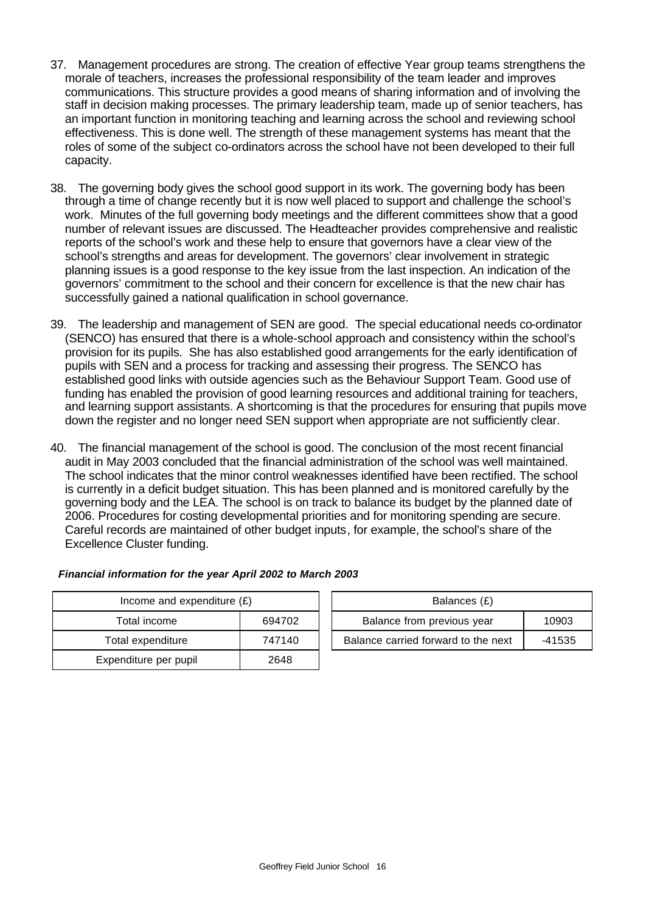37. Management procedures are strong. The creation of effective Year group teams strengthens the morale of teachers, increases the professional responsibility of the team leader and improves communications. This structure provides a good means of sharing information and of involving the staff in decision making processes. The primary leadership team, made up of senior teachers, has an important function in monitoring teaching and learning across the school and reviewing school effectiveness. This is done well. The strength of these management systems has meant that the roles of some of the subject co-ordinators across the school have not been developed to their full capacity.

38. The governing body gives the school good support in its work. The governing body has been through a time of change recently but it is now well placed to support and challenge the school's work. Minutes of the full governing body meetings and the different committees show that a good number of relevant issues are discussed. The Headteacher provides comprehensive and realistic reports of the school's work and these help to ensure that governors have a clear view of the school's strengths and areas for development. The governors' clear involvement in strategic planning issues is a good response to the key issue from the last inspection. An indication of the governors' commitment to the school and their concern for excellence is that the new chair has successfully gained a national qualification in school governance.

39. The leadership and management of SEN are good. The special educational needs co-ordinator (SENCO) has ensured that there is a whole-school approach and consistency within the school's provision for its pupils. She has also established good arrangements for the early identification of pupils with SEN and a process for tracking and assessing their progress. The SENCO has established good links with outside agencies such as the Behaviour Support Team. Good use of funding has enabled the provision of good learning resources and additional training for teachers, and learning support assistants. A shortcoming is that the procedures for ensuring that pupils move down the register and no longer need SEN support when appropriate are not sufficiently clear.

40. The financial management of the school is good. The conclusion of the most recent financial audit in May 2003 concluded that the financial administration of the school was well maintained. The school indicates that the minor control weaknesses identified have been rectified. The school is currently in a deficit budget situation. This has been planned and is monitored carefully by the governing body and the LEA. The school is on track to balance its budget by the planned date of 2006. Procedures for costing developmental priorities and for monitoring spending are secure. Careful records are maintained of other budget inputs, for example, the school's share of the Excellence Cluster funding.

***Financial information for the year April 2002 to March 2003***

| Income and expenditure (£) | |
|---|---|
| Total income | 694702 |
| Total expenditure | 747140 |
| Expenditure per pupil | 2648 |

| Balances (£) | |
|---|---|
| Balance from previous year | 10903 |
| Balance carried forward to the next | -41535 |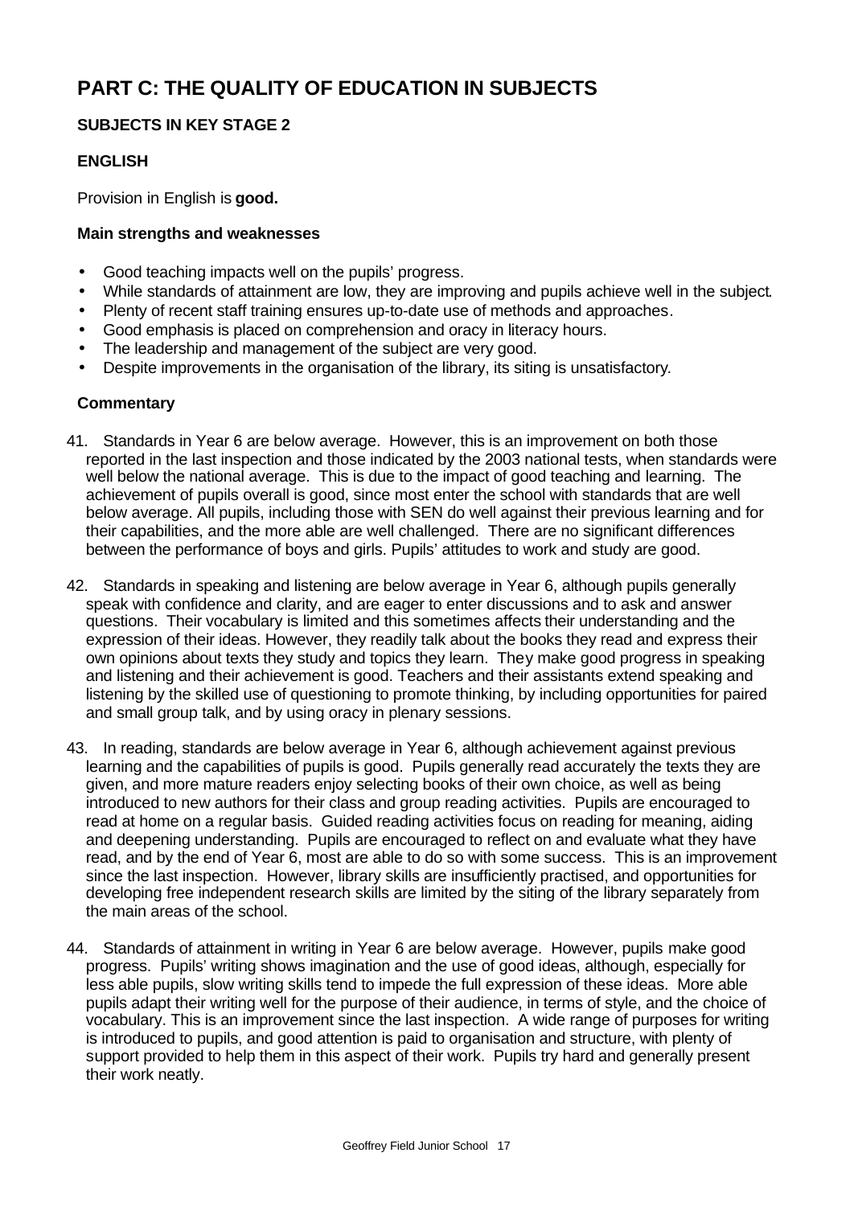# PART C: THE QUALITY OF EDUCATION IN SUBJECTS

## SUBJECTS IN KEY STAGE 2

### ENGLISH

Provision in English is **good.**

#### Main strengths and weaknesses

- Good teaching impacts well on the pupils' progress.
- While standards of attainment are low, they are improving and pupils achieve well in the subject.
- Plenty of recent staff training ensures up-to-date use of methods and approaches.
- Good emphasis is placed on comprehension and oracy in literacy hours.
- The leadership and management of the subject are very good.
- Despite improvements in the organisation of the library, its siting is unsatisfactory.

#### Commentary

41. Standards in Year 6 are below average. However, this is an improvement on both those reported in the last inspection and those indicated by the 2003 national tests, when standards were well below the national average. This is due to the impact of good teaching and learning. The achievement of pupils overall is good, since most enter the school with standards that are well below average. All pupils, including those with SEN do well against their previous learning and for their capabilities, and the more able are well challenged. There are no significant differences between the performance of boys and girls. Pupils' attitudes to work and study are good.

42. Standards in speaking and listening are below average in Year 6, although pupils generally speak with confidence and clarity, and are eager to enter discussions and to ask and answer questions. Their vocabulary is limited and this sometimes affects their understanding and the expression of their ideas. However, they readily talk about the books they read and express their own opinions about texts they study and topics they learn. They make good progress in speaking and listening and their achievement is good. Teachers and their assistants extend speaking and listening by the skilled use of questioning to promote thinking, by including opportunities for paired and small group talk, and by using oracy in plenary sessions.

43. In reading, standards are below average in Year 6, although achievement against previous learning and the capabilities of pupils is good. Pupils generally read accurately the texts they are given, and more mature readers enjoy selecting books of their own choice, as well as being introduced to new authors for their class and group reading activities. Pupils are encouraged to read at home on a regular basis. Guided reading activities focus on reading for meaning, aiding and deepening understanding. Pupils are encouraged to reflect on and evaluate what they have read, and by the end of Year 6, most are able to do so with some success. This is an improvement since the last inspection. However, library skills are insufficiently practised, and opportunities for developing free independent research skills are limited by the siting of the library separately from the main areas of the school.

44. Standards of attainment in writing in Year 6 are below average. However, pupils make good progress. Pupils' writing shows imagination and the use of good ideas, although, especially for less able pupils, slow writing skills tend to impede the full expression of these ideas. More able pupils adapt their writing well for the purpose of their audience, in terms of style, and the choice of vocabulary. This is an improvement since the last inspection. A wide range of purposes for writing is introduced to pupils, and good attention is paid to organisation and structure, with plenty of support provided to help them in this aspect of their work. Pupils try hard and generally present their work neatly.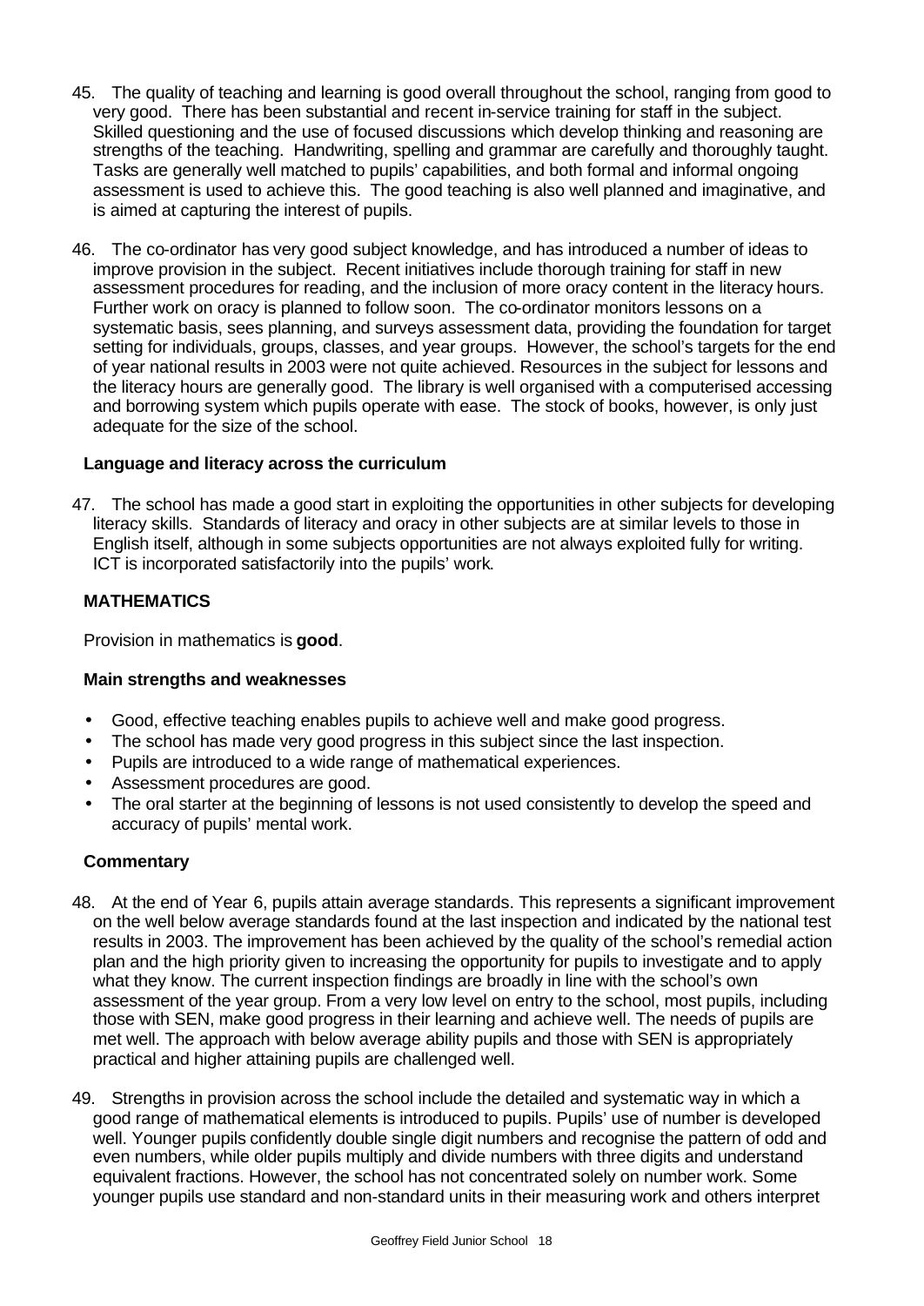45. The quality of teaching and learning is good overall throughout the school, ranging from good to very good. There has been substantial and recent in-service training for staff in the subject. Skilled questioning and the use of focused discussions which develop thinking and reasoning are strengths of the teaching. Handwriting, spelling and grammar are carefully and thoroughly taught. Tasks are generally well matched to pupils' capabilities, and both formal and informal ongoing assessment is used to achieve this. The good teaching is also well planned and imaginative, and is aimed at capturing the interest of pupils.

46. The co-ordinator has very good subject knowledge, and has introduced a number of ideas to improve provision in the subject. Recent initiatives include thorough training for staff in new assessment procedures for reading, and the inclusion of more oracy content in the literacy hours. Further work on oracy is planned to follow soon. The co-ordinator monitors lessons on a systematic basis, sees planning, and surveys assessment data, providing the foundation for target setting for individuals, groups, classes, and year groups. However, the school's targets for the end of year national results in 2003 were not quite achieved. Resources in the subject for lessons and the literacy hours are generally good. The library is well organised with a computerised accessing and borrowing system which pupils operate with ease. The stock of books, however, is only just adequate for the size of the school.

### Language and literacy across the curriculum

47. The school has made a good start in exploiting the opportunities in other subjects for developing literacy skills. Standards of literacy and oracy in other subjects are at similar levels to those in English itself, although in some subjects opportunities are not always exploited fully for writing. ICT is incorporated satisfactorily into the pupils' work.

## MATHEMATICS

Provision in mathematics is **good**.

### Main strengths and weaknesses

- Good, effective teaching enables pupils to achieve well and make good progress.
- The school has made very good progress in this subject since the last inspection.
- Pupils are introduced to a wide range of mathematical experiences.
- Assessment procedures are good.
- The oral starter at the beginning of lessons is not used consistently to develop the speed and accuracy of pupils' mental work.

### Commentary

48. At the end of Year 6, pupils attain average standards. This represents a significant improvement on the well below average standards found at the last inspection and indicated by the national test results in 2003. The improvement has been achieved by the quality of the school's remedial action plan and the high priority given to increasing the opportunity for pupils to investigate and to apply what they know. The current inspection findings are broadly in line with the school's own assessment of the year group. From a very low level on entry to the school, most pupils, including those with SEN, make good progress in their learning and achieve well. The needs of pupils are met well. The approach with below average ability pupils and those with SEN is appropriately practical and higher attaining pupils are challenged well.

49. Strengths in provision across the school include the detailed and systematic way in which a good range of mathematical elements is introduced to pupils. Pupils' use of number is developed well. Younger pupils confidently double single digit numbers and recognise the pattern of odd and even numbers, while older pupils multiply and divide numbers with three digits and understand equivalent fractions. However, the school has not concentrated solely on number work. Some younger pupils use standard and non-standard units in their measuring work and others interpret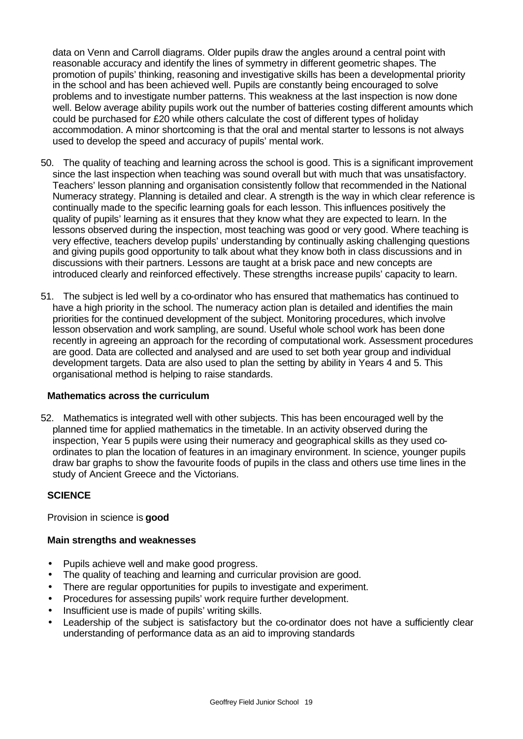data on Venn and Carroll diagrams. Older pupils draw the angles around a central point with reasonable accuracy and identify the lines of symmetry in different geometric shapes. The promotion of pupils' thinking, reasoning and investigative skills has been a developmental priority in the school and has been achieved well. Pupils are constantly being encouraged to solve problems and to investigate number patterns. This weakness at the last inspection is now done well. Below average ability pupils work out the number of batteries costing different amounts which could be purchased for £20 while others calculate the cost of different types of holiday accommodation. A minor shortcoming is that the oral and mental starter to lessons is not always used to develop the speed and accuracy of pupils' mental work.

50. The quality of teaching and learning across the school is good. This is a significant improvement since the last inspection when teaching was sound overall but with much that was unsatisfactory. Teachers' lesson planning and organisation consistently follow that recommended in the National Numeracy strategy. Planning is detailed and clear. A strength is the way in which clear reference is continually made to the specific learning goals for each lesson. This influences positively the quality of pupils' learning as it ensures that they know what they are expected to learn. In the lessons observed during the inspection, most teaching was good or very good. Where teaching is very effective, teachers develop pupils' understanding by continually asking challenging questions and giving pupils good opportunity to talk about what they know both in class discussions and in discussions with their partners. Lessons are taught at a brisk pace and new concepts are introduced clearly and reinforced effectively. These strengths increase pupils' capacity to learn.

51. The subject is led well by a co-ordinator who has ensured that mathematics has continued to have a high priority in the school. The numeracy action plan is detailed and identifies the main priorities for the continued development of the subject. Monitoring procedures, which involve lesson observation and work sampling, are sound. Useful whole school work has been done recently in agreeing an approach for the recording of computational work. Assessment procedures are good. Data are collected and analysed and are used to set both year group and individual development targets. Data are also used to plan the setting by ability in Years 4 and 5. This organisational method is helping to raise standards.

### Mathematics across the curriculum

52. Mathematics is integrated well with other subjects. This has been encouraged well by the planned time for applied mathematics in the timetable. In an activity observed during the inspection, Year 5 pupils were using their numeracy and geographical skills as they used co-ordinates to plan the location of features in an imaginary environment. In science, younger pupils draw bar graphs to show the favourite foods of pupils in the class and others use time lines in the study of Ancient Greece and the Victorians.

## SCIENCE

Provision in science is **good**

### Main strengths and weaknesses

- Pupils achieve well and make good progress.
- The quality of teaching and learning and curricular provision are good.
- There are regular opportunities for pupils to investigate and experiment.
- Procedures for assessing pupils' work require further development.
- Insufficient use is made of pupils' writing skills.
- Leadership of the subject is satisfactory but the co-ordinator does not have a sufficiently clear understanding of performance data as an aid to improving standards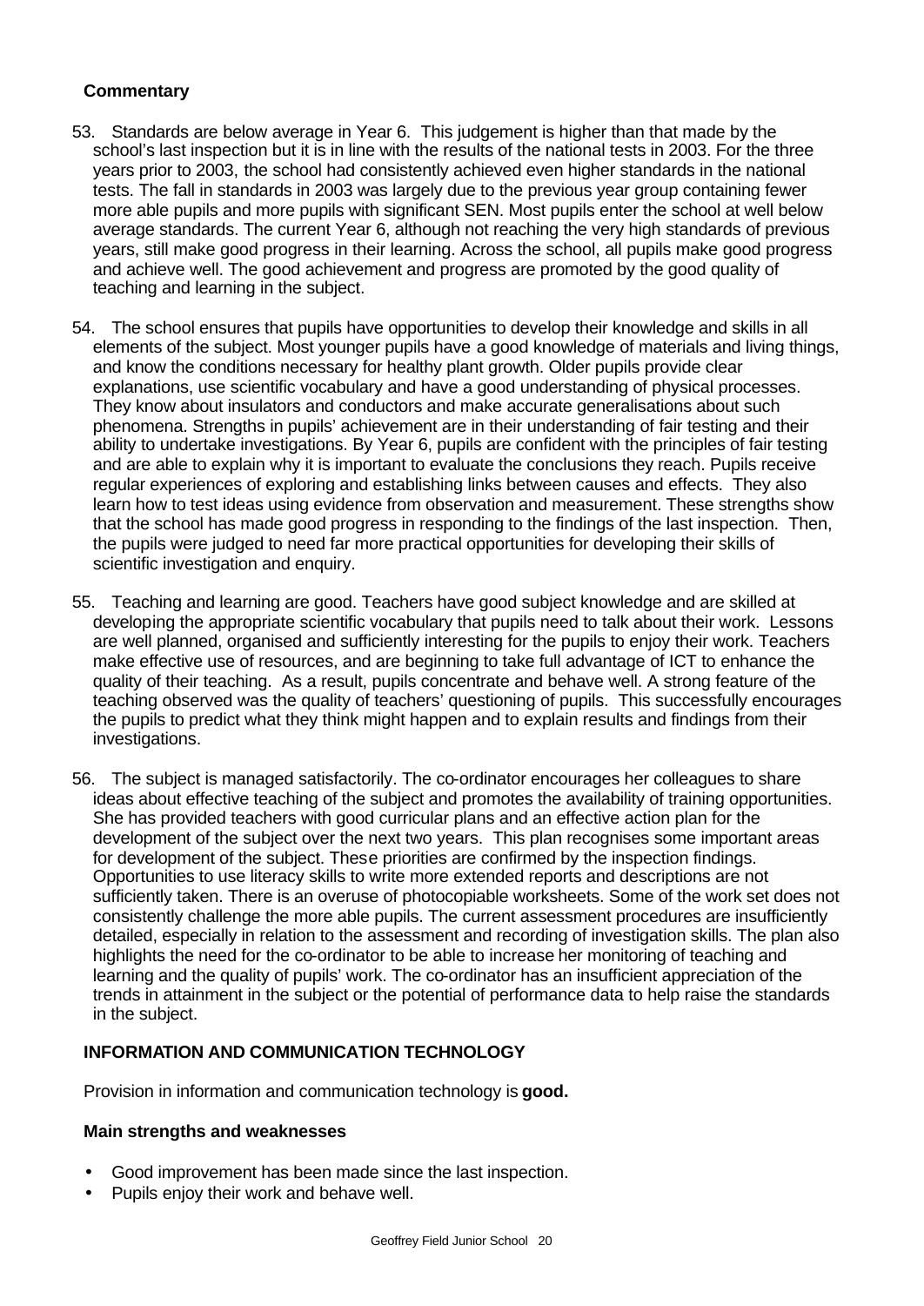### Commentary

53. Standards are below average in Year 6. This judgement is higher than that made by the school's last inspection but it is in line with the results of the national tests in 2003. For the three years prior to 2003, the school had consistently achieved even higher standards in the national tests. The fall in standards in 2003 was largely due to the previous year group containing fewer more able pupils and more pupils with significant SEN. Most pupils enter the school at well below average standards. The current Year 6, although not reaching the very high standards of previous years, still make good progress in their learning. Across the school, all pupils make good progress and achieve well. The good achievement and progress are promoted by the good quality of teaching and learning in the subject.

54. The school ensures that pupils have opportunities to develop their knowledge and skills in all elements of the subject. Most younger pupils have a good knowledge of materials and living things, and know the conditions necessary for healthy plant growth. Older pupils provide clear explanations, use scientific vocabulary and have a good understanding of physical processes. They know about insulators and conductors and make accurate generalisations about such phenomena. Strengths in pupils' achievement are in their understanding of fair testing and their ability to undertake investigations. By Year 6, pupils are confident with the principles of fair testing and are able to explain why it is important to evaluate the conclusions they reach. Pupils receive regular experiences of exploring and establishing links between causes and effects. They also learn how to test ideas using evidence from observation and measurement. These strengths show that the school has made good progress in responding to the findings of the last inspection. Then, the pupils were judged to need far more practical opportunities for developing their skills of scientific investigation and enquiry.

55. Teaching and learning are good. Teachers have good subject knowledge and are skilled at developing the appropriate scientific vocabulary that pupils need to talk about their work. Lessons are well planned, organised and sufficiently interesting for the pupils to enjoy their work. Teachers make effective use of resources, and are beginning to take full advantage of ICT to enhance the quality of their teaching. As a result, pupils concentrate and behave well. A strong feature of the teaching observed was the quality of teachers' questioning of pupils. This successfully encourages the pupils to predict what they think might happen and to explain results and findings from their investigations.

56. The subject is managed satisfactorily. The co-ordinator encourages her colleagues to share ideas about effective teaching of the subject and promotes the availability of training opportunities. She has provided teachers with good curricular plans and an effective action plan for the development of the subject over the next two years. This plan recognises some important areas for development of the subject. These priorities are confirmed by the inspection findings. Opportunities to use literacy skills to write more extended reports and descriptions are not sufficiently taken. There is an overuse of photocopiable worksheets. Some of the work set does not consistently challenge the more able pupils. The current assessment procedures are insufficiently detailed, especially in relation to the assessment and recording of investigation skills. The plan also highlights the need for the co-ordinator to be able to increase her monitoring of teaching and learning and the quality of pupils' work. The co-ordinator has an insufficient appreciation of the trends in attainment in the subject or the potential of performance data to help raise the standards in the subject.

## INFORMATION AND COMMUNICATION TECHNOLOGY

Provision in information and communication technology is **good.**

### Main strengths and weaknesses

- Good improvement has been made since the last inspection.
- Pupils enjoy their work and behave well.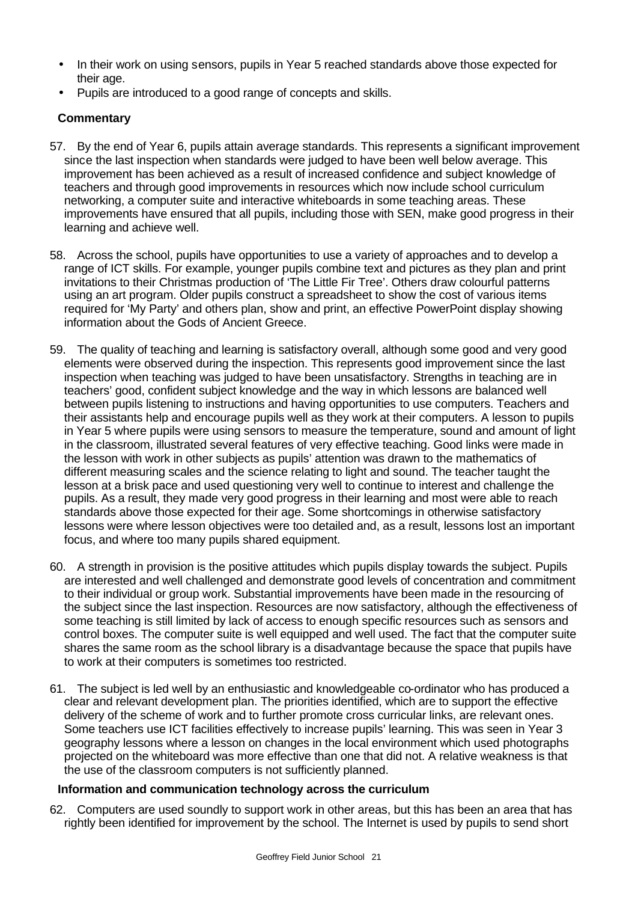- In their work on using sensors, pupils in Year 5 reached standards above those expected for their age.
- Pupils are introduced to a good range of concepts and skills.

### Commentary

57. By the end of Year 6, pupils attain average standards. This represents a significant improvement since the last inspection when standards were judged to have been well below average. This improvement has been achieved as a result of increased confidence and subject knowledge of teachers and through good improvements in resources which now include school curriculum networking, a computer suite and interactive whiteboards in some teaching areas. These improvements have ensured that all pupils, including those with SEN, make good progress in their learning and achieve well.

58. Across the school, pupils have opportunities to use a variety of approaches and to develop a range of ICT skills. For example, younger pupils combine text and pictures as they plan and print invitations to their Christmas production of 'The Little Fir Tree'. Others draw colourful patterns using an art program. Older pupils construct a spreadsheet to show the cost of various items required for 'My Party' and others plan, show and print, an effective PowerPoint display showing information about the Gods of Ancient Greece.

59. The quality of teaching and learning is satisfactory overall, although some good and very good elements were observed during the inspection. This represents good improvement since the last inspection when teaching was judged to have been unsatisfactory. Strengths in teaching are in teachers' good, confident subject knowledge and the way in which lessons are balanced well between pupils listening to instructions and having opportunities to use computers. Teachers and their assistants help and encourage pupils well as they work at their computers. A lesson to pupils in Year 5 where pupils were using sensors to measure the temperature, sound and amount of light in the classroom, illustrated several features of very effective teaching. Good links were made in the lesson with work in other subjects as pupils' attention was drawn to the mathematics of different measuring scales and the science relating to light and sound. The teacher taught the lesson at a brisk pace and used questioning very well to continue to interest and challenge the pupils. As a result, they made very good progress in their learning and most were able to reach standards above those expected for their age. Some shortcomings in otherwise satisfactory lessons were where lesson objectives were too detailed and, as a result, lessons lost an important focus, and where too many pupils shared equipment.

60. A strength in provision is the positive attitudes which pupils display towards the subject. Pupils are interested and well challenged and demonstrate good levels of concentration and commitment to their individual or group work. Substantial improvements have been made in the resourcing of the subject since the last inspection. Resources are now satisfactory, although the effectiveness of some teaching is still limited by lack of access to enough specific resources such as sensors and control boxes. The computer suite is well equipped and well used. The fact that the computer suite shares the same room as the school library is a disadvantage because the space that pupils have to work at their computers is sometimes too restricted.

61. The subject is led well by an enthusiastic and knowledgeable co-ordinator who has produced a clear and relevant development plan. The priorities identified, which are to support the effective delivery of the scheme of work and to further promote cross curricular links, are relevant ones. Some teachers use ICT facilities effectively to increase pupils' learning. This was seen in Year 3 geography lessons where a lesson on changes in the local environment which used photographs projected on the whiteboard was more effective than one that did not. A relative weakness is that the use of the classroom computers is not sufficiently planned.

### Information and communication technology across the curriculum

62. Computers are used soundly to support work in other areas, but this has been an area that has rightly been identified for improvement by the school. The Internet is used by pupils to send short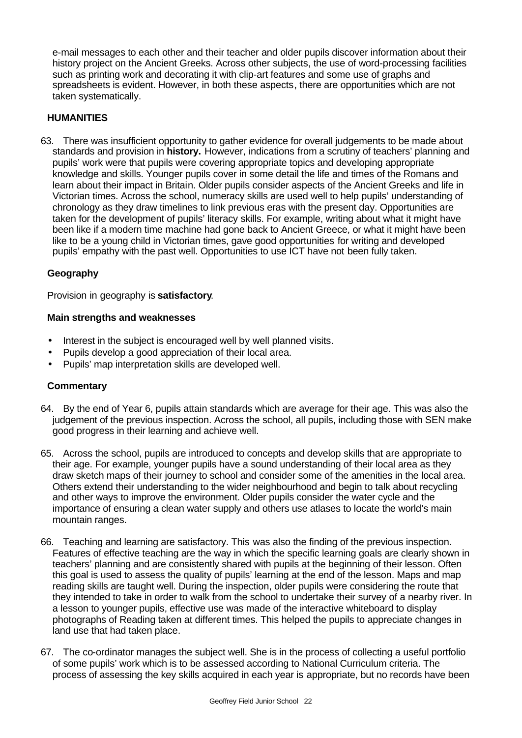e-mail messages to each other and their teacher and older pupils discover information about their history project on the Ancient Greeks. Across other subjects, the use of word-processing facilities such as printing work and decorating it with clip-art features and some use of graphs and spreadsheets is evident. However, in both these aspects, there are opportunities which are not taken systematically.

## HUMANITIES

63. There was insufficient opportunity to gather evidence for overall judgements to be made about standards and provision in **history.** However, indications from a scrutiny of teachers' planning and pupils' work were that pupils were covering appropriate topics and developing appropriate knowledge and skills. Younger pupils cover in some detail the life and times of the Romans and learn about their impact in Britain. Older pupils consider aspects of the Ancient Greeks and life in Victorian times. Across the school, numeracy skills are used well to help pupils' understanding of chronology as they draw timelines to link previous eras with the present day. Opportunities are taken for the development of pupils' literacy skills. For example, writing about what it might have been like if a modern time machine had gone back to Ancient Greece, or what it might have been like to be a young child in Victorian times, gave good opportunities for writing and developed pupils' empathy with the past well. Opportunities to use ICT have not been fully taken.

### Geography

Provision in geography is **satisfactory**.

#### Main strengths and weaknesses

- Interest in the subject is encouraged well by well planned visits.
- Pupils develop a good appreciation of their local area.
- Pupils' map interpretation skills are developed well.

#### Commentary

64. By the end of Year 6, pupils attain standards which are average for their age. This was also the judgement of the previous inspection. Across the school, all pupils, including those with SEN make good progress in their learning and achieve well.

65. Across the school, pupils are introduced to concepts and develop skills that are appropriate to their age. For example, younger pupils have a sound understanding of their local area as they draw sketch maps of their journey to school and consider some of the amenities in the local area. Others extend their understanding to the wider neighbourhood and begin to talk about recycling and other ways to improve the environment. Older pupils consider the water cycle and the importance of ensuring a clean water supply and others use atlases to locate the world's main mountain ranges.

66. Teaching and learning are satisfactory. This was also the finding of the previous inspection. Features of effective teaching are the way in which the specific learning goals are clearly shown in teachers' planning and are consistently shared with pupils at the beginning of their lesson. Often this goal is used to assess the quality of pupils' learning at the end of the lesson. Maps and map reading skills are taught well. During the inspection, older pupils were considering the route that they intended to take in order to walk from the school to undertake their survey of a nearby river. In a lesson to younger pupils, effective use was made of the interactive whiteboard to display photographs of Reading taken at different times. This helped the pupils to appreciate changes in land use that had taken place.

67. The co-ordinator manages the subject well. She is in the process of collecting a useful portfolio of some pupils' work which is to be assessed according to National Curriculum criteria. The process of assessing the key skills acquired in each year is appropriate, but no records have been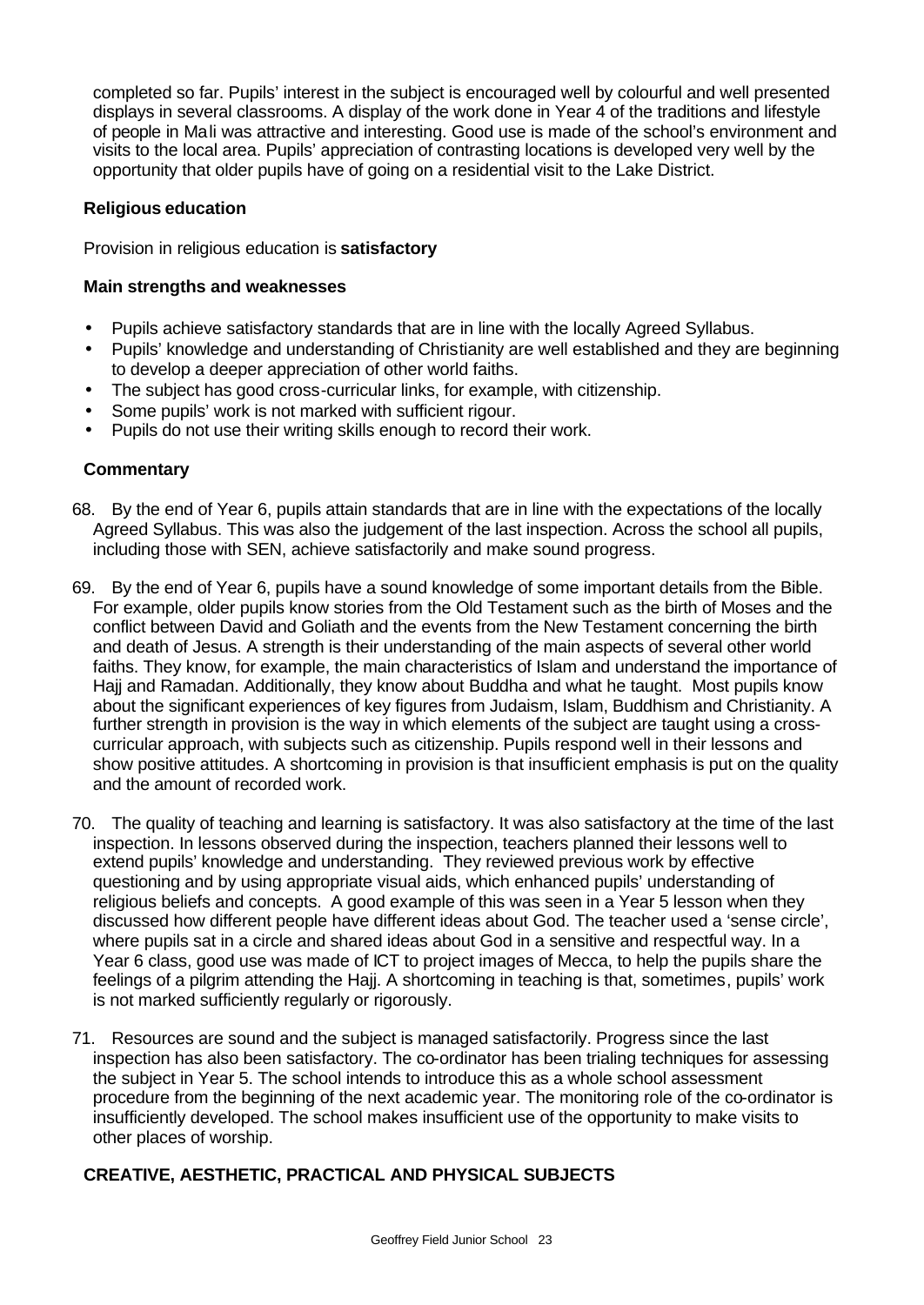completed so far. Pupils' interest in the subject is encouraged well by colourful and well presented displays in several classrooms. A display of the work done in Year 4 of the traditions and lifestyle of people in Mali was attractive and interesting. Good use is made of the school's environment and visits to the local area. Pupils' appreciation of contrasting locations is developed very well by the opportunity that older pupils have of going on a residential visit to the Lake District.

### Religious education

Provision in religious education is **satisfactory**

#### Main strengths and weaknesses

- Pupils achieve satisfactory standards that are in line with the locally Agreed Syllabus.
- Pupils' knowledge and understanding of Christianity are well established and they are beginning to develop a deeper appreciation of other world faiths.
- The subject has good cross-curricular links, for example, with citizenship.
- Some pupils' work is not marked with sufficient rigour.
- Pupils do not use their writing skills enough to record their work.

#### Commentary

68. By the end of Year 6, pupils attain standards that are in line with the expectations of the locally Agreed Syllabus. This was also the judgement of the last inspection. Across the school all pupils, including those with SEN, achieve satisfactorily and make sound progress.

69. By the end of Year 6, pupils have a sound knowledge of some important details from the Bible. For example, older pupils know stories from the Old Testament such as the birth of Moses and the conflict between David and Goliath and the events from the New Testament concerning the birth and death of Jesus. A strength is their understanding of the main aspects of several other world faiths. They know, for example, the main characteristics of Islam and understand the importance of Hajj and Ramadan. Additionally, they know about Buddha and what he taught. Most pupils know about the significant experiences of key figures from Judaism, Islam, Buddhism and Christianity. A further strength in provision is the way in which elements of the subject are taught using a cross-curricular approach, with subjects such as citizenship. Pupils respond well in their lessons and show positive attitudes. A shortcoming in provision is that insufficient emphasis is put on the quality and the amount of recorded work.

70. The quality of teaching and learning is satisfactory. It was also satisfactory at the time of the last inspection. In lessons observed during the inspection, teachers planned their lessons well to extend pupils' knowledge and understanding. They reviewed previous work by effective questioning and by using appropriate visual aids, which enhanced pupils' understanding of religious beliefs and concepts. A good example of this was seen in a Year 5 lesson when they discussed how different people have different ideas about God. The teacher used a 'sense circle', where pupils sat in a circle and shared ideas about God in a sensitive and respectful way. In a Year 6 class, good use was made of ICT to project images of Mecca, to help the pupils share the feelings of a pilgrim attending the Hajj. A shortcoming in teaching is that, sometimes, pupils' work is not marked sufficiently regularly or rigorously.

71. Resources are sound and the subject is managed satisfactorily. Progress since the last inspection has also been satisfactory. The co-ordinator has been trialing techniques for assessing the subject in Year 5. The school intends to introduce this as a whole school assessment procedure from the beginning of the next academic year. The monitoring role of the co-ordinator is insufficiently developed. The school makes insufficient use of the opportunity to make visits to other places of worship.

## CREATIVE, AESTHETIC, PRACTICAL AND PHYSICAL SUBJECTS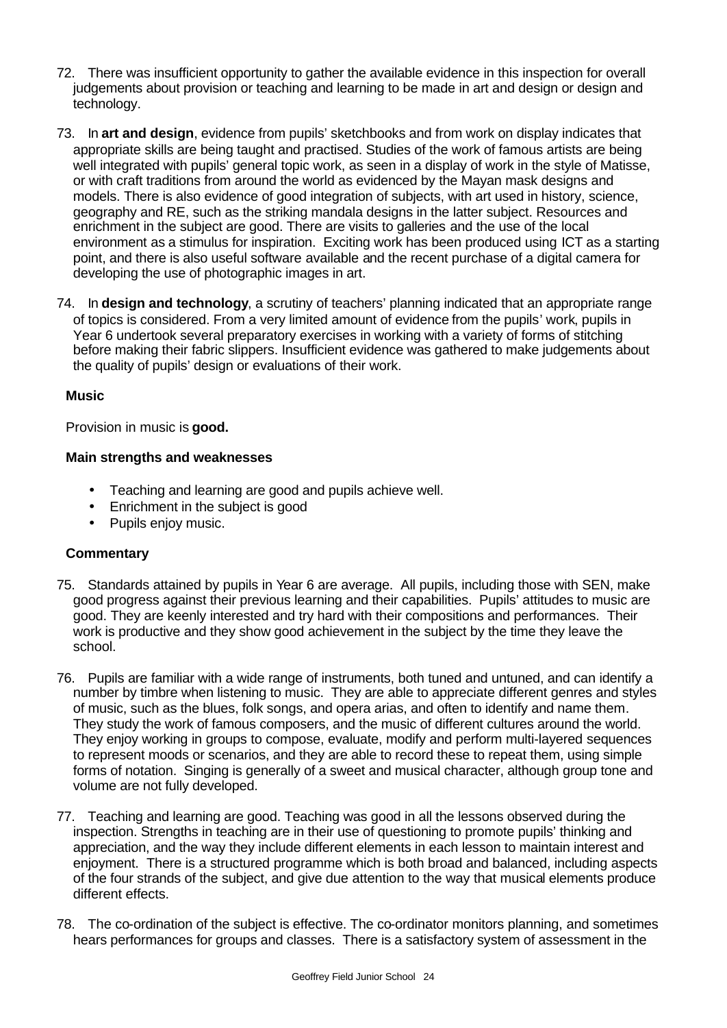72. There was insufficient opportunity to gather the available evidence in this inspection for overall judgements about provision or teaching and learning to be made in art and design or design and technology.

73. In **art and design**, evidence from pupils' sketchbooks and from work on display indicates that appropriate skills are being taught and practised. Studies of the work of famous artists are being well integrated with pupils' general topic work, as seen in a display of work in the style of Matisse, or with craft traditions from around the world as evidenced by the Mayan mask designs and models. There is also evidence of good integration of subjects, with art used in history, science, geography and RE, such as the striking mandala designs in the latter subject. Resources and enrichment in the subject are good. There are visits to galleries and the use of the local environment as a stimulus for inspiration. Exciting work has been produced using ICT as a starting point, and there is also useful software available and the recent purchase of a digital camera for developing the use of photographic images in art.

74. In **design and technology**, a scrutiny of teachers' planning indicated that an appropriate range of topics is considered. From a very limited amount of evidence from the pupils' work, pupils in Year 6 undertook several preparatory exercises in working with a variety of forms of stitching before making their fabric slippers. Insufficient evidence was gathered to make judgements about the quality of pupils' design or evaluations of their work.

### Music

Provision in music is **good.**

#### Main strengths and weaknesses

- Teaching and learning are good and pupils achieve well.
- Enrichment in the subject is good
- Pupils enjoy music.

#### Commentary

75. Standards attained by pupils in Year 6 are average. All pupils, including those with SEN, make good progress against their previous learning and their capabilities. Pupils' attitudes to music are good. They are keenly interested and try hard with their compositions and performances. Their work is productive and they show good achievement in the subject by the time they leave the school.

76. Pupils are familiar with a wide range of instruments, both tuned and untuned, and can identify a number by timbre when listening to music. They are able to appreciate different genres and styles of music, such as the blues, folk songs, and opera arias, and often to identify and name them. They study the work of famous composers, and the music of different cultures around the world. They enjoy working in groups to compose, evaluate, modify and perform multi-layered sequences to represent moods or scenarios, and they are able to record these to repeat them, using simple forms of notation. Singing is generally of a sweet and musical character, although group tone and volume are not fully developed.

77. Teaching and learning are good. Teaching was good in all the lessons observed during the inspection. Strengths in teaching are in their use of questioning to promote pupils' thinking and appreciation, and the way they include different elements in each lesson to maintain interest and enjoyment. There is a structured programme which is both broad and balanced, including aspects of the four strands of the subject, and give due attention to the way that musical elements produce different effects.

78. The co-ordination of the subject is effective. The co-ordinator monitors planning, and sometimes hears performances for groups and classes. There is a satisfactory system of assessment in the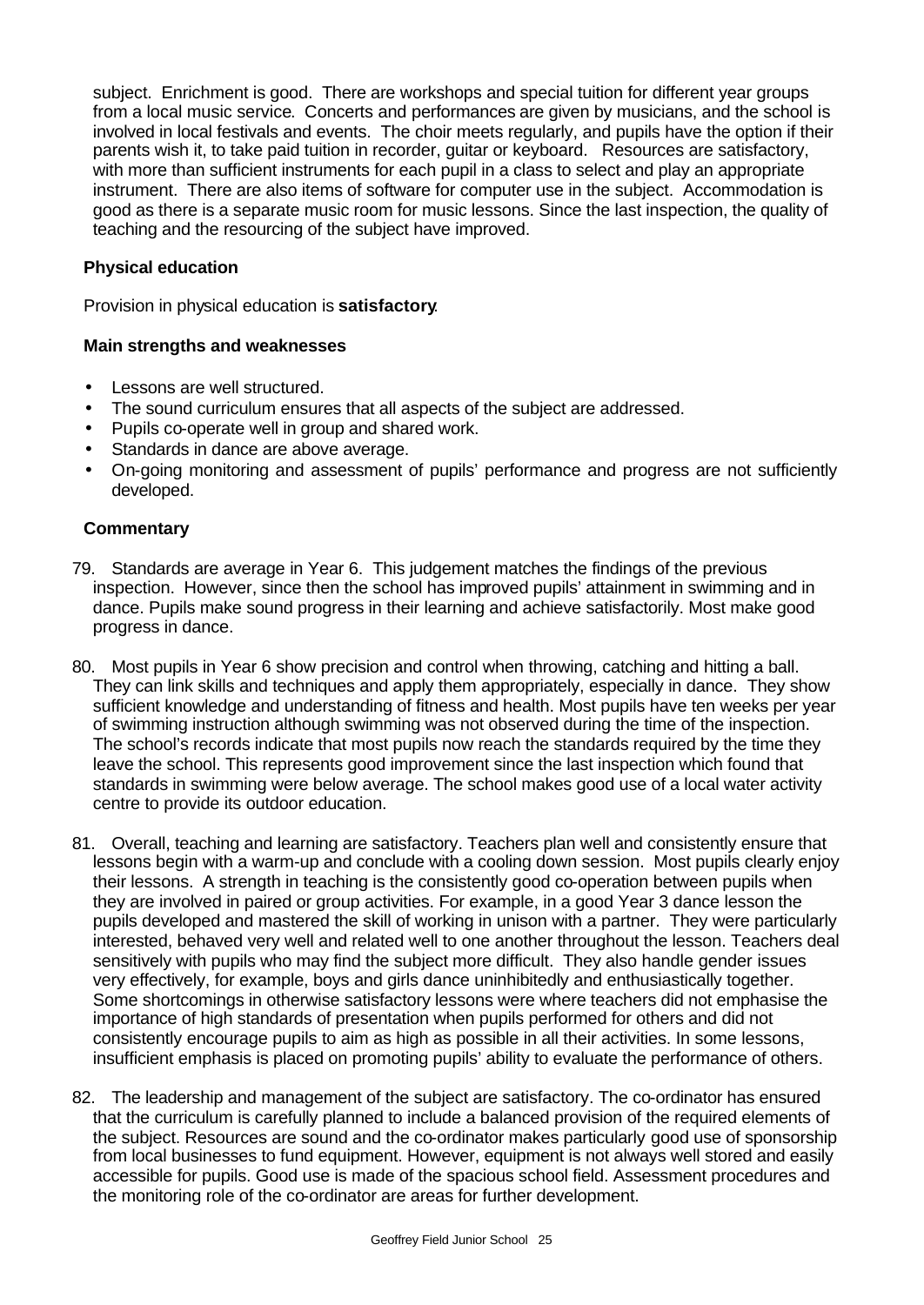subject. Enrichment is good. There are workshops and special tuition for different year groups from a local music service. Concerts and performances are given by musicians, and the school is involved in local festivals and events. The choir meets regularly, and pupils have the option if their parents wish it, to take paid tuition in recorder, guitar or keyboard. Resources are satisfactory, with more than sufficient instruments for each pupil in a class to select and play an appropriate instrument. There are also items of software for computer use in the subject. Accommodation is good as there is a separate music room for music lessons. Since the last inspection, the quality of teaching and the resourcing of the subject have improved.

### Physical education

Provision in physical education is **satisfactory**.

#### Main strengths and weaknesses

- Lessons are well structured.
- The sound curriculum ensures that all aspects of the subject are addressed.
- Pupils co-operate well in group and shared work.
- Standards in dance are above average.
- On-going monitoring and assessment of pupils' performance and progress are not sufficiently developed.

#### Commentary

79. Standards are average in Year 6. This judgement matches the findings of the previous inspection. However, since then the school has improved pupils' attainment in swimming and in dance. Pupils make sound progress in their learning and achieve satisfactorily. Most make good progress in dance.

80. Most pupils in Year 6 show precision and control when throwing, catching and hitting a ball. They can link skills and techniques and apply them appropriately, especially in dance. They show sufficient knowledge and understanding of fitness and health. Most pupils have ten weeks per year of swimming instruction although swimming was not observed during the time of the inspection. The school's records indicate that most pupils now reach the standards required by the time they leave the school. This represents good improvement since the last inspection which found that standards in swimming were below average. The school makes good use of a local water activity centre to provide its outdoor education.

81. Overall, teaching and learning are satisfactory. Teachers plan well and consistently ensure that lessons begin with a warm-up and conclude with a cooling down session. Most pupils clearly enjoy their lessons. A strength in teaching is the consistently good co-operation between pupils when they are involved in paired or group activities. For example, in a good Year 3 dance lesson the pupils developed and mastered the skill of working in unison with a partner. They were particularly interested, behaved very well and related well to one another throughout the lesson. Teachers deal sensitively with pupils who may find the subject more difficult. They also handle gender issues very effectively, for example, boys and girls dance uninhibitedly and enthusiastically together. Some shortcomings in otherwise satisfactory lessons were where teachers did not emphasise the importance of high standards of presentation when pupils performed for others and did not consistently encourage pupils to aim as high as possible in all their activities. In some lessons, insufficient emphasis is placed on promoting pupils' ability to evaluate the performance of others.

82. The leadership and management of the subject are satisfactory. The co-ordinator has ensured that the curriculum is carefully planned to include a balanced provision of the required elements of the subject. Resources are sound and the co-ordinator makes particularly good use of sponsorship from local businesses to fund equipment. However, equipment is not always well stored and easily accessible for pupils. Good use is made of the spacious school field. Assessment procedures and the monitoring role of the co-ordinator are areas for further development.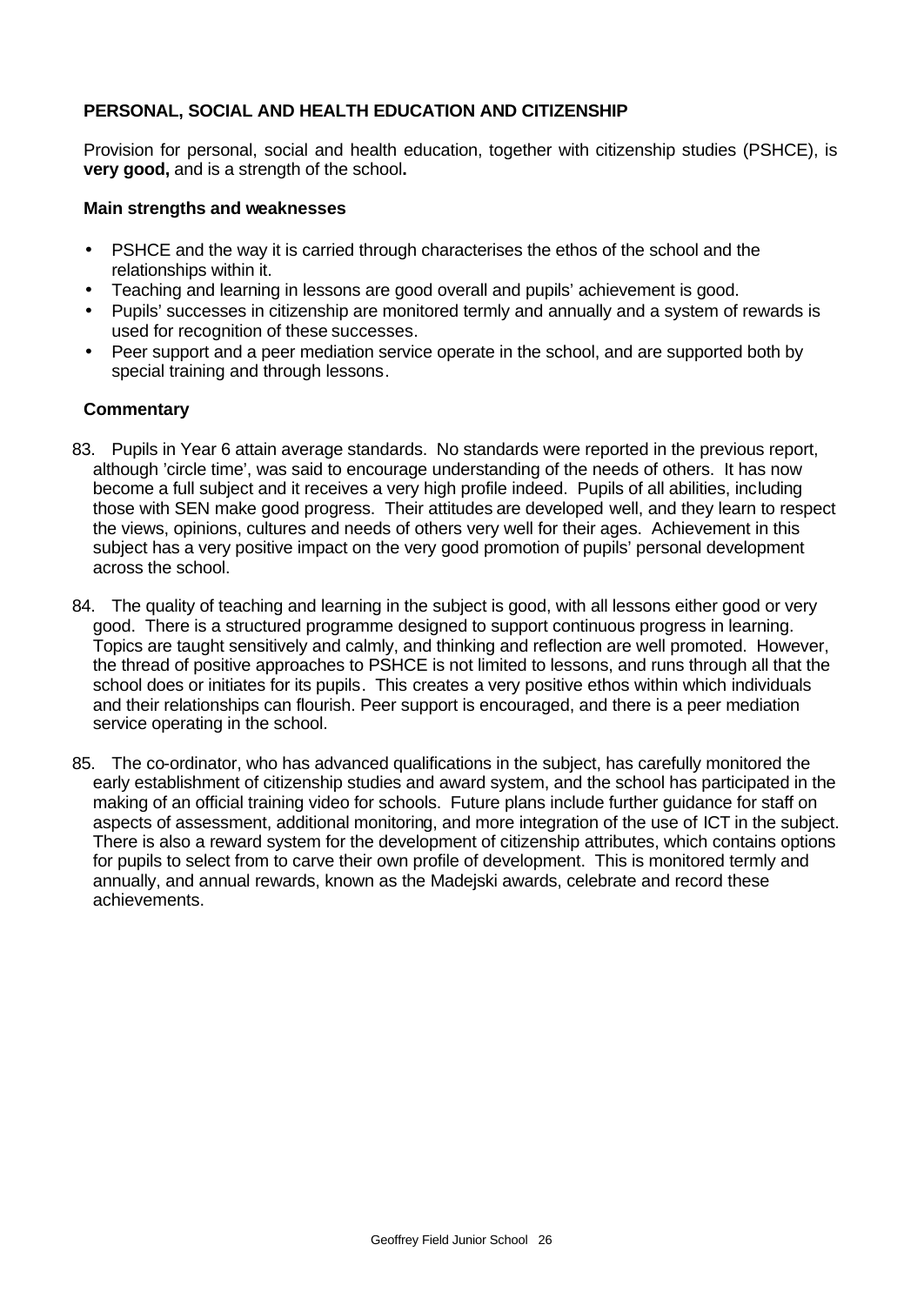### PERSONAL, SOCIAL AND HEALTH EDUCATION AND CITIZENSHIP

Provision for personal, social and health education, together with citizenship studies (PSHCE), is **very good,** and is a strength of the school**.**

#### Main strengths and weaknesses

- PSHCE and the way it is carried through characterises the ethos of the school and the relationships within it.
- Teaching and learning in lessons are good overall and pupils' achievement is good.
- Pupils' successes in citizenship are monitored termly and annually and a system of rewards is used for recognition of these successes.
- Peer support and a peer mediation service operate in the school, and are supported both by special training and through lessons.

#### Commentary

83. Pupils in Year 6 attain average standards. No standards were reported in the previous report, although 'circle time', was said to encourage understanding of the needs of others. It has now become a full subject and it receives a very high profile indeed. Pupils of all abilities, including those with SEN make good progress. Their attitudes are developed well, and they learn to respect the views, opinions, cultures and needs of others very well for their ages. Achievement in this subject has a very positive impact on the very good promotion of pupils' personal development across the school.

84. The quality of teaching and learning in the subject is good, with all lessons either good or very good. There is a structured programme designed to support continuous progress in learning. Topics are taught sensitively and calmly, and thinking and reflection are well promoted. However, the thread of positive approaches to PSHCE is not limited to lessons, and runs through all that the school does or initiates for its pupils. This creates a very positive ethos within which individuals and their relationships can flourish. Peer support is encouraged, and there is a peer mediation service operating in the school.

85. The co-ordinator, who has advanced qualifications in the subject, has carefully monitored the early establishment of citizenship studies and award system, and the school has participated in the making of an official training video for schools. Future plans include further guidance for staff on aspects of assessment, additional monitoring, and more integration of the use of ICT in the subject. There is also a reward system for the development of citizenship attributes, which contains options for pupils to select from to carve their own profile of development. This is monitored termly and annually, and annual rewards, known as the Madejski awards, celebrate and record these achievements.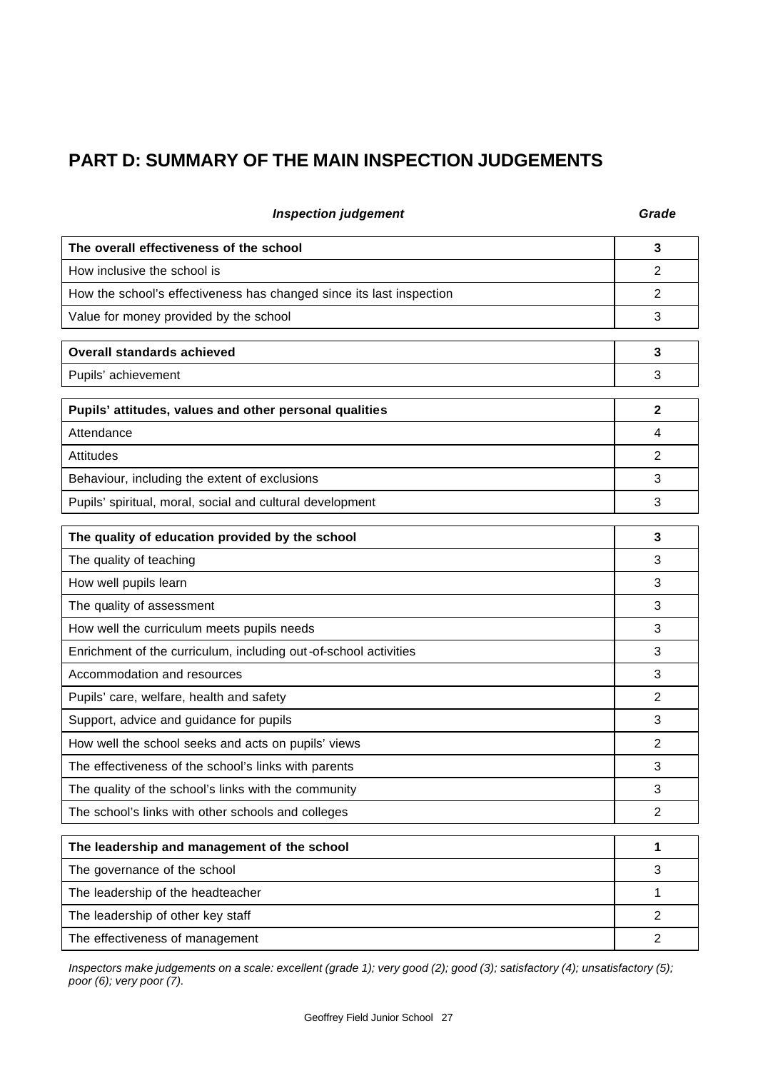# PART D: SUMMARY OF THE MAIN INSPECTION JUDGEMENTS

| *Inspection judgement* | *Grade* |
|---|---|
| **The overall effectiveness of the school** | **3** |
| How inclusive the school is | 2 |
| How the school's effectiveness has changed since its last inspection | 2 |
| Value for money provided by the school | 3 |
| **Overall standards achieved** | **3** |
| Pupils' achievement | 3 |
| **Pupils' attitudes, values and other personal qualities** | **2** |
| Attendance | 4 |
| Attitudes | 2 |
| Behaviour, including the extent of exclusions | 3 |
| Pupils' spiritual, moral, social and cultural development | 3 |
| **The quality of education provided by the school** | **3** |
| The quality of teaching | 3 |
| How well pupils learn | 3 |
| The quality of assessment | 3 |
| How well the curriculum meets pupils needs | 3 |
| Enrichment of the curriculum, including out-of-school activities | 3 |
| Accommodation and resources | 3 |
| Pupils' care, welfare, health and safety | 2 |
| Support, advice and guidance for pupils | 3 |
| How well the school seeks and acts on pupils' views | 2 |
| The effectiveness of the school's links with parents | 3 |
| The quality of the school's links with the community | 3 |
| The school's links with other schools and colleges | 2 |
| **The leadership and management of the school** | **1** |
| The governance of the school | 3 |
| The leadership of the headteacher | 1 |
| The leadership of other key staff | 2 |
| The effectiveness of management | 2 |

*Inspectors make judgements on a scale: excellent (grade 1); very good (2); good (3); satisfactory (4); unsatisfactory (5); poor (6); very poor (7).*